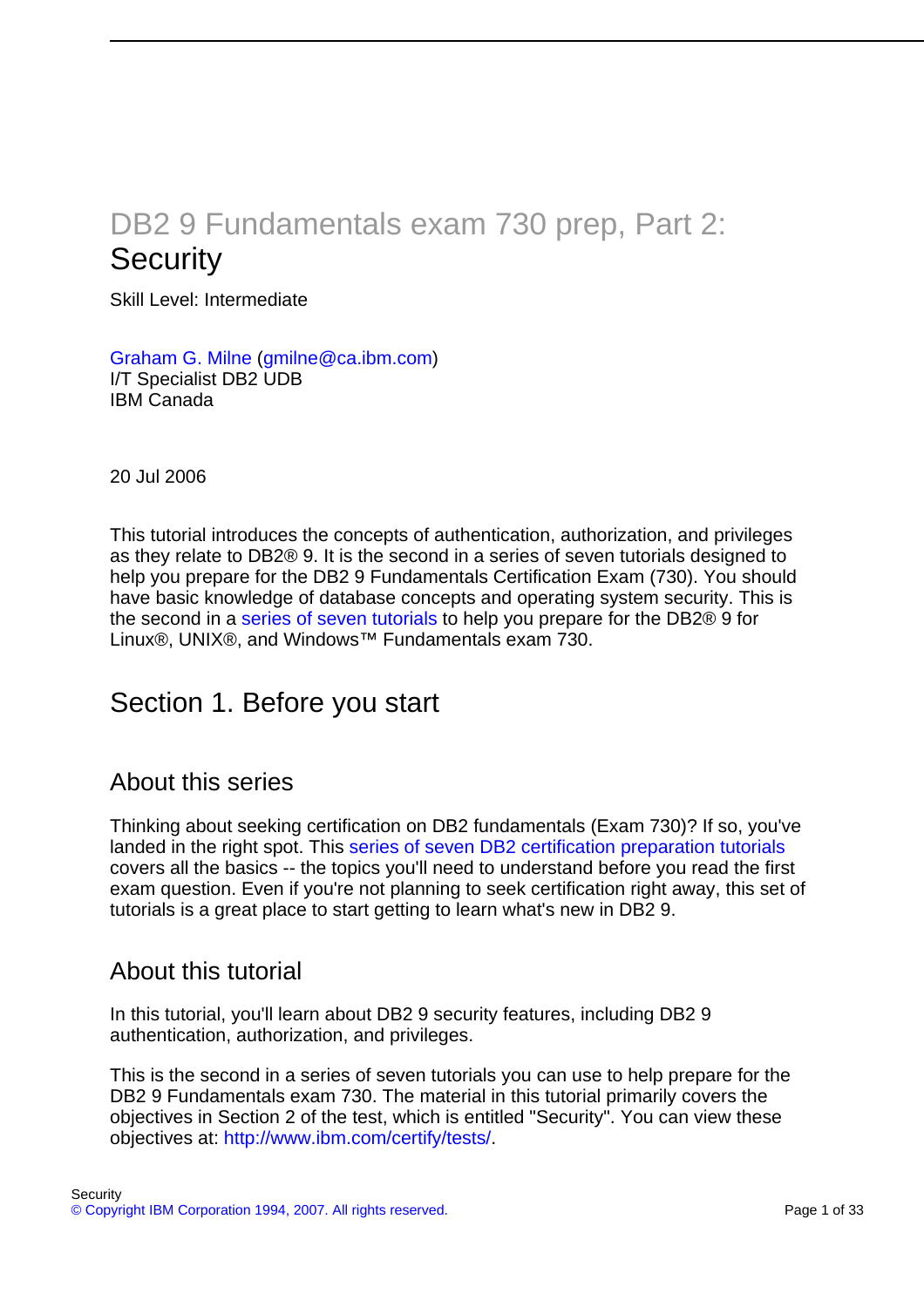# DB2 9 Fundamentals exam 730 prep, Part 2: Security

Skill Level: Intermediate

Graham G. Milne (gmilne@ca.ibm.com)
I/T Specialist DB2 UDB
IBM Canada

20 Jul 2006

This tutorial introduces the concepts of authentication, authorization, and privileges as they relate to DB2® 9. It is the second in a series of seven tutorials designed to help you prepare for the DB2 9 Fundamentals Certification Exam (730). You should have basic knowledge of database concepts and operating system security. This is the second in a series of seven tutorials to help you prepare for the DB2® 9 for Linux®, UNIX®, and Windows™ Fundamentals exam 730.

## Section 1. Before you start

### About this series

Thinking about seeking certification on DB2 fundamentals (Exam 730)? If so, you've landed in the right spot. This series of seven DB2 certification preparation tutorials covers all the basics -- the topics you'll need to understand before you read the first exam question. Even if you're not planning to seek certification right away, this set of tutorials is a great place to start getting to learn what's new in DB2 9.

### About this tutorial

In this tutorial, you'll learn about DB2 9 security features, including DB2 9 authentication, authorization, and privileges.

This is the second in a series of seven tutorials you can use to help prepare for the DB2 9 Fundamentals exam 730. The material in this tutorial primarily covers the objectives in Section 2 of the test, which is entitled "Security". You can view these objectives at: http://www.ibm.com/certify/tests/.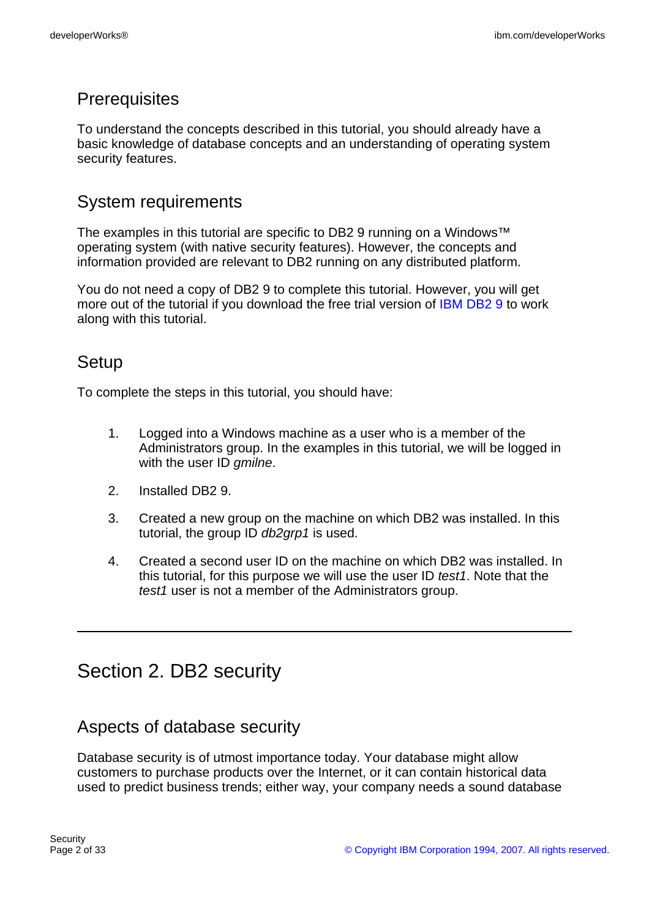## Prerequisites

To understand the concepts described in this tutorial, you should already have a basic knowledge of database concepts and an understanding of operating system security features.

## System requirements

The examples in this tutorial are specific to DB2 9 running on a Windows™ operating system (with native security features). However, the concepts and information provided are relevant to DB2 running on any distributed platform.

You do not need a copy of DB2 9 to complete this tutorial. However, you will get more out of the tutorial if you download the free trial version of IBM DB2 9 to work along with this tutorial.

## Setup

To complete the steps in this tutorial, you should have:

1. Logged into a Windows machine as a user who is a member of the Administrators group. In the examples in this tutorial, we will be logged in with the user ID *gmilne*.
2. Installed DB2 9.
3. Created a new group on the machine on which DB2 was installed. In this tutorial, the group ID *db2grp1* is used.
4. Created a second user ID on the machine on which DB2 was installed. In this tutorial, for this purpose we will use the user ID *test1*. Note that the *test1* user is not a member of the Administrators group.

---

# Section 2. DB2 security

## Aspects of database security

Database security is of utmost importance today. Your database might allow customers to purchase products over the Internet, or it can contain historical data used to predict business trends; either way, your company needs a sound database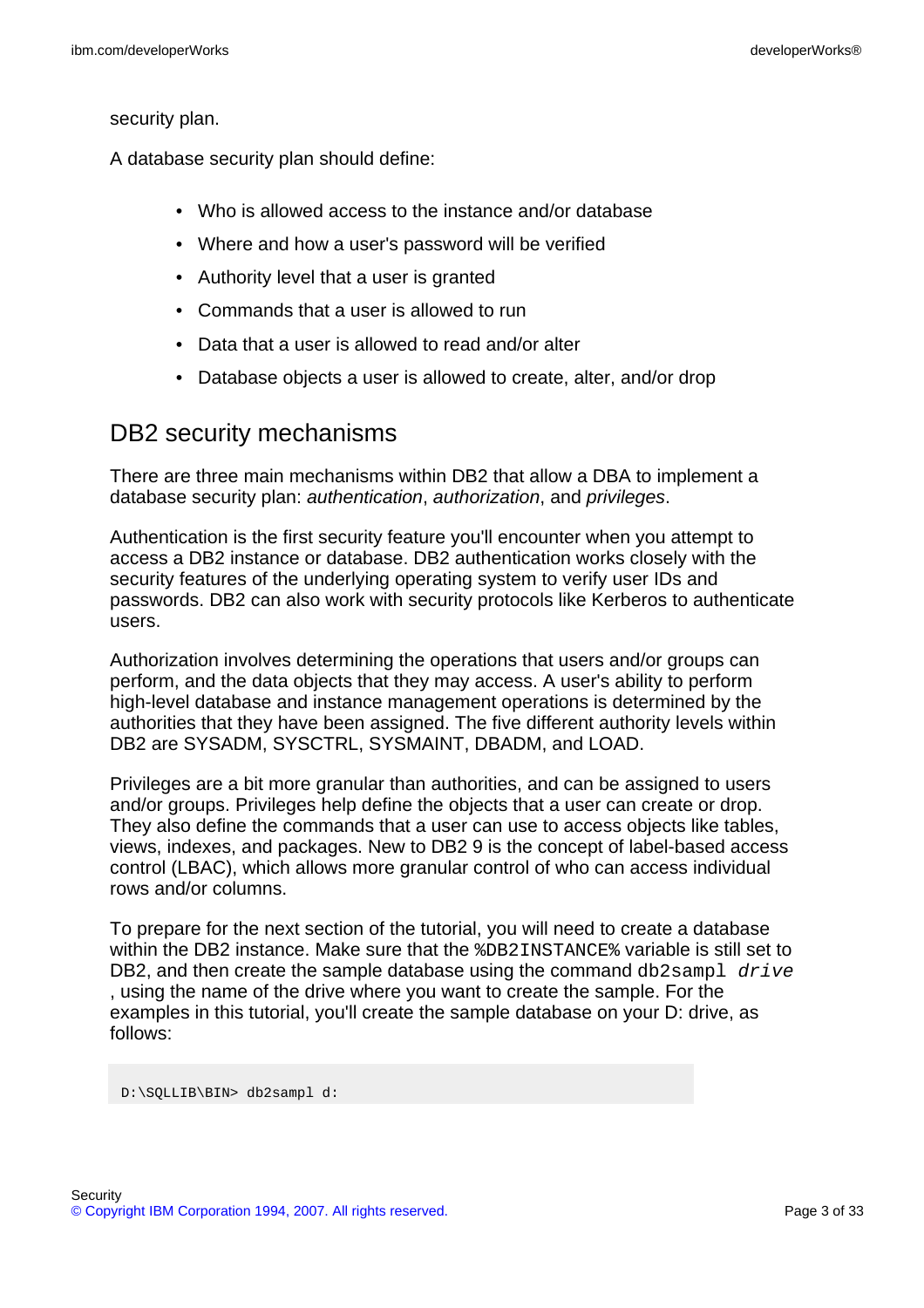security plan.

A database security plan should define:

- Who is allowed access to the instance and/or database
- Where and how a user's password will be verified
- Authority level that a user is granted
- Commands that a user is allowed to run
- Data that a user is allowed to read and/or alter
- Database objects a user is allowed to create, alter, and/or drop

## DB2 security mechanisms

There are three main mechanisms within DB2 that allow a DBA to implement a database security plan: *authentication*, *authorization*, and *privileges*.

Authentication is the first security feature you'll encounter when you attempt to access a DB2 instance or database. DB2 authentication works closely with the security features of the underlying operating system to verify user IDs and passwords. DB2 can also work with security protocols like Kerberos to authenticate users.

Authorization involves determining the operations that users and/or groups can perform, and the data objects that they may access. A user's ability to perform high-level database and instance management operations is determined by the authorities that they have been assigned. The five different authority levels within DB2 are SYSADM, SYSCTRL, SYSMAINT, DBADM, and LOAD.

Privileges are a bit more granular than authorities, and can be assigned to users and/or groups. Privileges help define the objects that a user can create or drop. They also define the commands that a user can use to access objects like tables, views, indexes, and packages. New to DB2 9 is the concept of label-based access control (LBAC), which allows more granular control of who can access individual rows and/or columns.

To prepare for the next section of the tutorial, you will need to create a database within the DB2 instance. Make sure that the `%DB2INSTANCE%` variable is still set to DB2, and then create the sample database using the command `db2sampl` *`drive`*, using the name of the drive where you want to create the sample. For the examples in this tutorial, you'll create the sample database on your D: drive, as follows:

```
D:\SQLLIB\BIN> db2sampl d:
```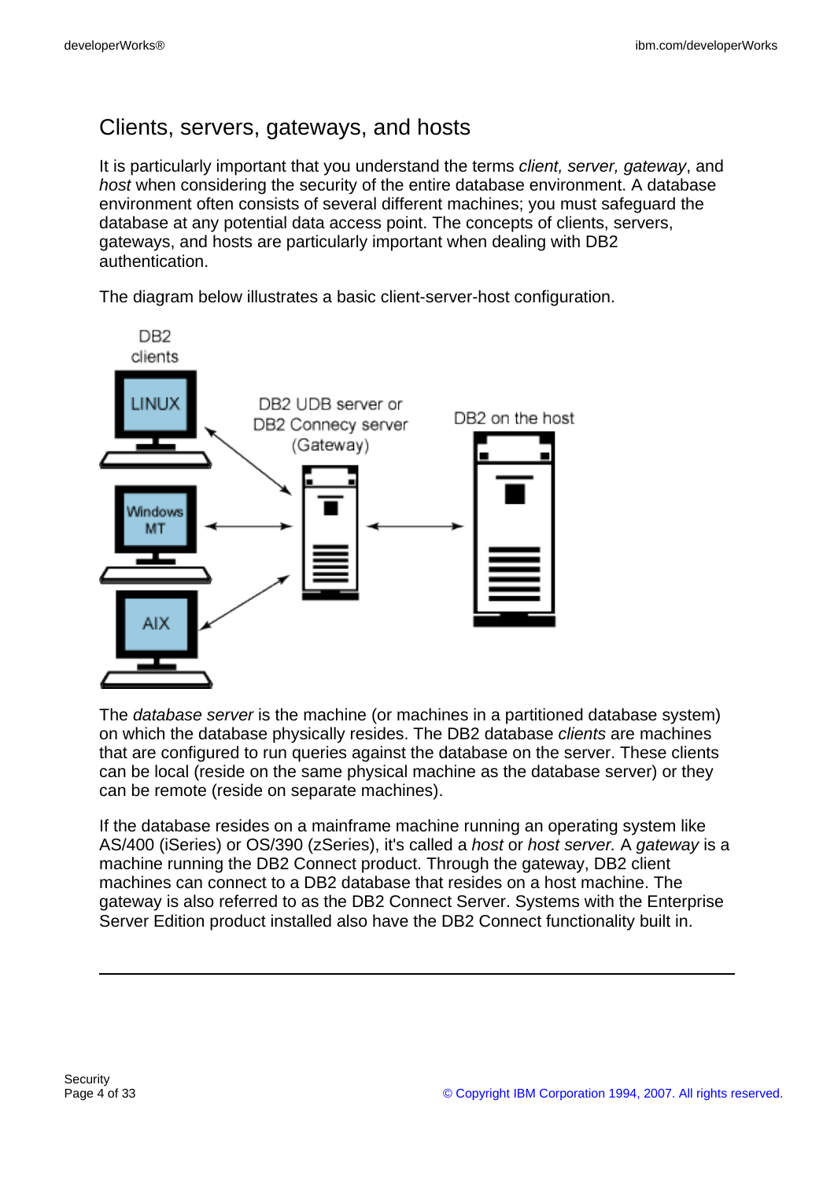## Clients, servers, gateways, and hosts

It is particularly important that you understand the terms *client, server, gateway*, and *host* when considering the security of the entire database environment. A database environment often consists of several different machines; you must safeguard the database at any potential data access point. The concepts of clients, servers, gateways, and hosts are particularly important when dealing with DB2 authentication.

The diagram below illustrates a basic client-server-host configuration.

The *database server* is the machine (or machines in a partitioned database system) on which the database physically resides. The DB2 database *clients* are machines that are configured to run queries against the database on the server. These clients can be local (reside on the same physical machine as the database server) or they can be remote (reside on separate machines).

If the database resides on a mainframe machine running an operating system like AS/400 (iSeries) or OS/390 (zSeries), it's called a *host* or *host server.* A *gateway* is a machine running the DB2 Connect product. Through the gateway, DB2 client machines can connect to a DB2 database that resides on a host machine. The gateway is also referred to as the DB2 Connect Server. Systems with the Enterprise Server Edition product installed also have the DB2 Connect functionality built in.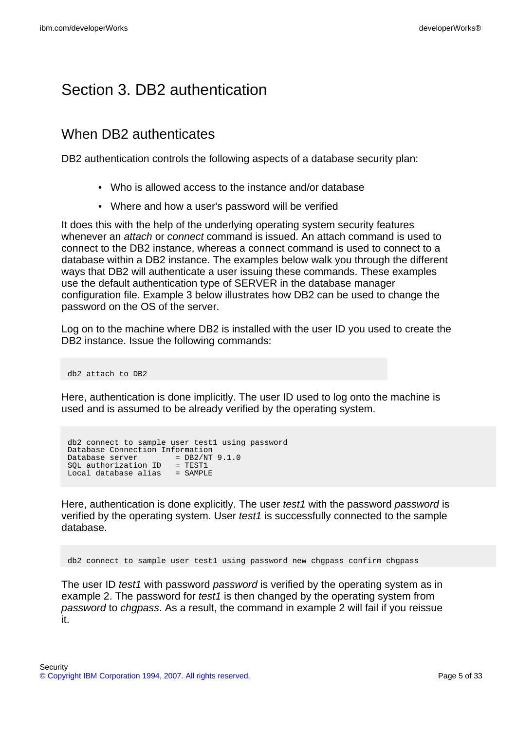# Section 3. DB2 authentication

## When DB2 authenticates

DB2 authentication controls the following aspects of a database security plan:

- Who is allowed access to the instance and/or database
- Where and how a user's password will be verified

It does this with the help of the underlying operating system security features whenever an *attach* or *connect* command is issued. An attach command is used to connect to the DB2 instance, whereas a connect command is used to connect to a database within a DB2 instance. The examples below walk you through the different ways that DB2 will authenticate a user issuing these commands. These examples use the default authentication type of SERVER in the database manager configuration file. Example 3 below illustrates how DB2 can be used to change the password on the OS of the server.

Log on to the machine where DB2 is installed with the user ID you used to create the DB2 instance. Issue the following commands:

```
db2 attach to DB2
```

Here, authentication is done implicitly. The user ID used to log onto the machine is used and is assumed to be already verified by the operating system.

```
db2 connect to sample user test1 using password
Database Connection Information
Database server        = DB2/NT 9.1.0
SQL authorization ID   = TEST1
Local database alias   = SAMPLE
```

Here, authentication is done explicitly. The user *test1* with the password *password* is verified by the operating system. User *test1* is successfully connected to the sample database.

```
db2 connect to sample user test1 using password new chgpass confirm chgpass
```

The user ID *test1* with password *password* is verified by the operating system as in example 2. The password for *test1* is then changed by the operating system from *password* to *chgpass*. As a result, the command in example 2 will fail if you reissue it.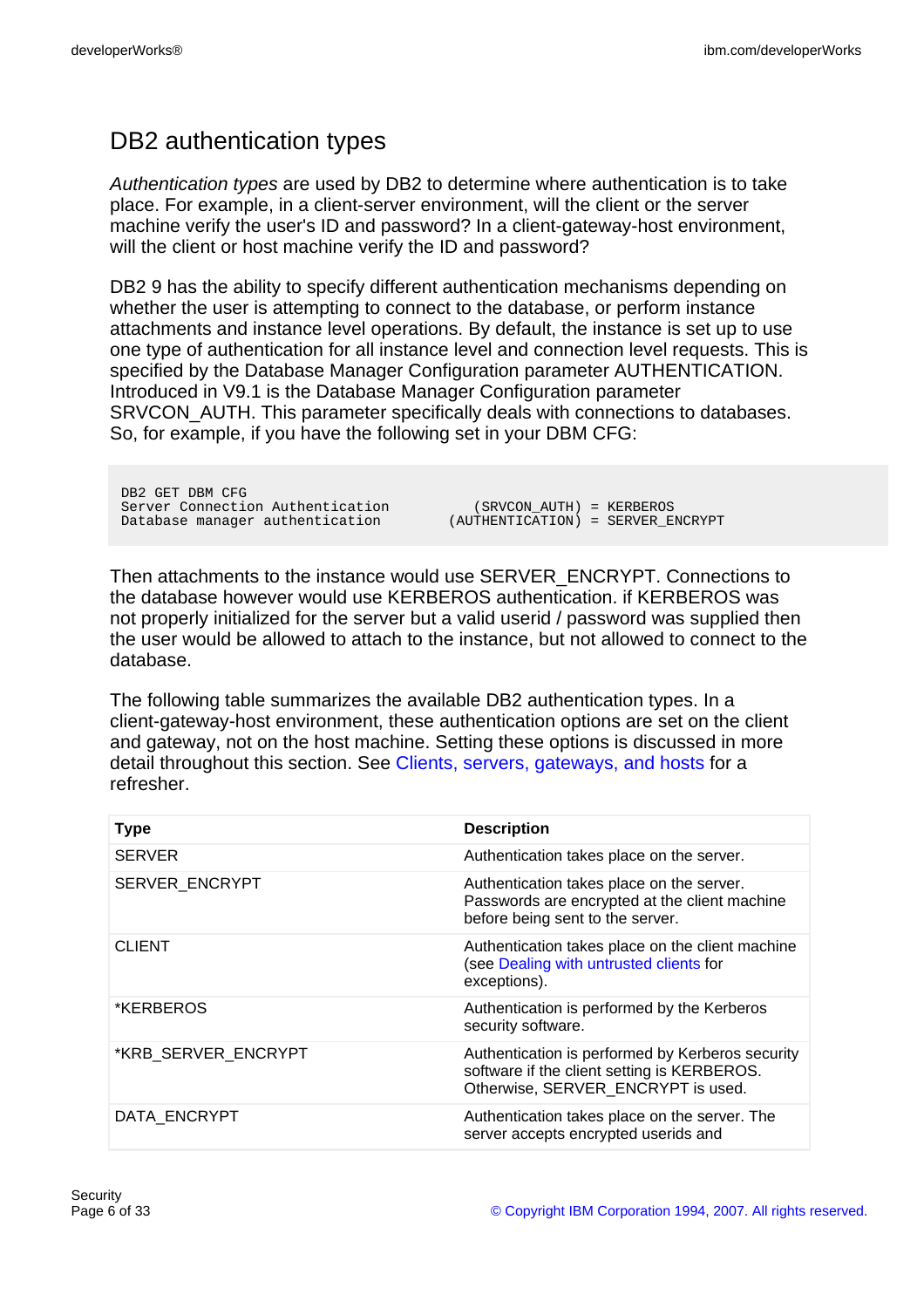# DB2 authentication types

*Authentication types* are used by DB2 to determine where authentication is to take place. For example, in a client-server environment, will the client or the server machine verify the user's ID and password? In a client-gateway-host environment, will the client or host machine verify the ID and password?

DB2 9 has the ability to specify different authentication mechanisms depending on whether the user is attempting to connect to the database, or perform instance attachments and instance level operations. By default, the instance is set up to use one type of authentication for all instance level and connection level requests. This is specified by the Database Manager Configuration parameter AUTHENTICATION. Introduced in V9.1 is the Database Manager Configuration parameter SRVCON_AUTH. This parameter specifically deals with connections to databases. So, for example, if you have the following set in your DBM CFG:

```
DB2 GET DBM CFG
Server Connection Authentication          (SRVCON_AUTH) = KERBEROS
Database manager authentication        (AUTHENTICATION) = SERVER_ENCRYPT
```

Then attachments to the instance would use SERVER_ENCRYPT. Connections to the database however would use KERBEROS authentication. if KERBEROS was not properly initialized for the server but a valid userid / password was supplied then the user would be allowed to attach to the instance, but not allowed to connect to the database.

The following table summarizes the available DB2 authentication types. In a client-gateway-host environment, these authentication options are set on the client and gateway, not on the host machine. Setting these options is discussed in more detail throughout this section. See Clients, servers, gateways, and hosts for a refresher.

| Type | Description |
|---|---|
| SERVER | Authentication takes place on the server. |
| SERVER_ENCRYPT | Authentication takes place on the server. Passwords are encrypted at the client machine before being sent to the server. |
| CLIENT | Authentication takes place on the client machine (see Dealing with untrusted clients for exceptions). |
| *KERBEROS | Authentication is performed by the Kerberos security software. |
| *KRB_SERVER_ENCRYPT | Authentication is performed by Kerberos security software if the client setting is KERBEROS. Otherwise, SERVER_ENCRYPT is used. |
| DATA_ENCRYPT | Authentication takes place on the server. The server accepts encrypted userids and |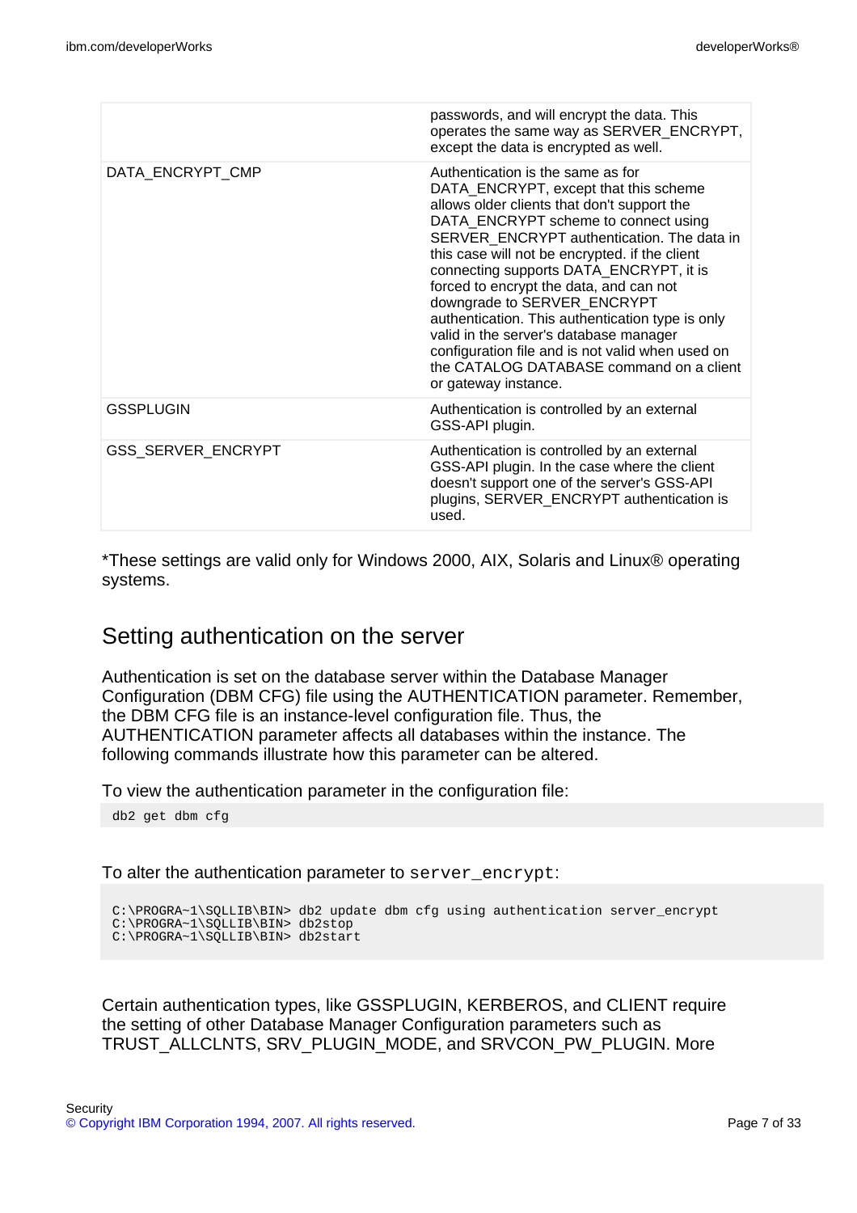| | |
|---|---|
| | passwords, and will encrypt the data. This operates the same way as SERVER_ENCRYPT, except the data is encrypted as well. |
| DATA_ENCRYPT_CMP | Authentication is the same as for DATA_ENCRYPT, except that this scheme allows older clients that don't support the DATA_ENCRYPT scheme to connect using SERVER_ENCRYPT authentication. The data in this case will not be encrypted. if the client connecting supports DATA_ENCRYPT, it is forced to encrypt the data, and can not downgrade to SERVER_ENCRYPT authentication. This authentication type is only valid in the server's database manager configuration file and is not valid when used on the CATALOG DATABASE command on a client or gateway instance. |
| GSSPLUGIN | Authentication is controlled by an external GSS-API plugin. |
| GSS_SERVER_ENCRYPT | Authentication is controlled by an external GSS-API plugin. In the case where the client doesn't support one of the server's GSS-API plugins, SERVER_ENCRYPT authentication is used. |

*These settings are valid only for Windows 2000, AIX, Solaris and Linux® operating systems.

## Setting authentication on the server

Authentication is set on the database server within the Database Manager Configuration (DBM CFG) file using the AUTHENTICATION parameter. Remember, the DBM CFG file is an instance-level configuration file. Thus, the AUTHENTICATION parameter affects all databases within the instance. The following commands illustrate how this parameter can be altered.

To view the authentication parameter in the configuration file:

```
db2 get dbm cfg
```

To alter the authentication parameter to `server_encrypt`:

```
C:\PROGRA~1\SQLLIB\BIN> db2 update dbm cfg using authentication server_encrypt
C:\PROGRA~1\SQLLIB\BIN> db2stop
C:\PROGRA~1\SQLLIB\BIN> db2start
```

Certain authentication types, like GSSPLUGIN, KERBEROS, and CLIENT require the setting of other Database Manager Configuration parameters such as TRUST_ALLCLNTS, SRV_PLUGIN_MODE, and SRVCON_PW_PLUGIN. More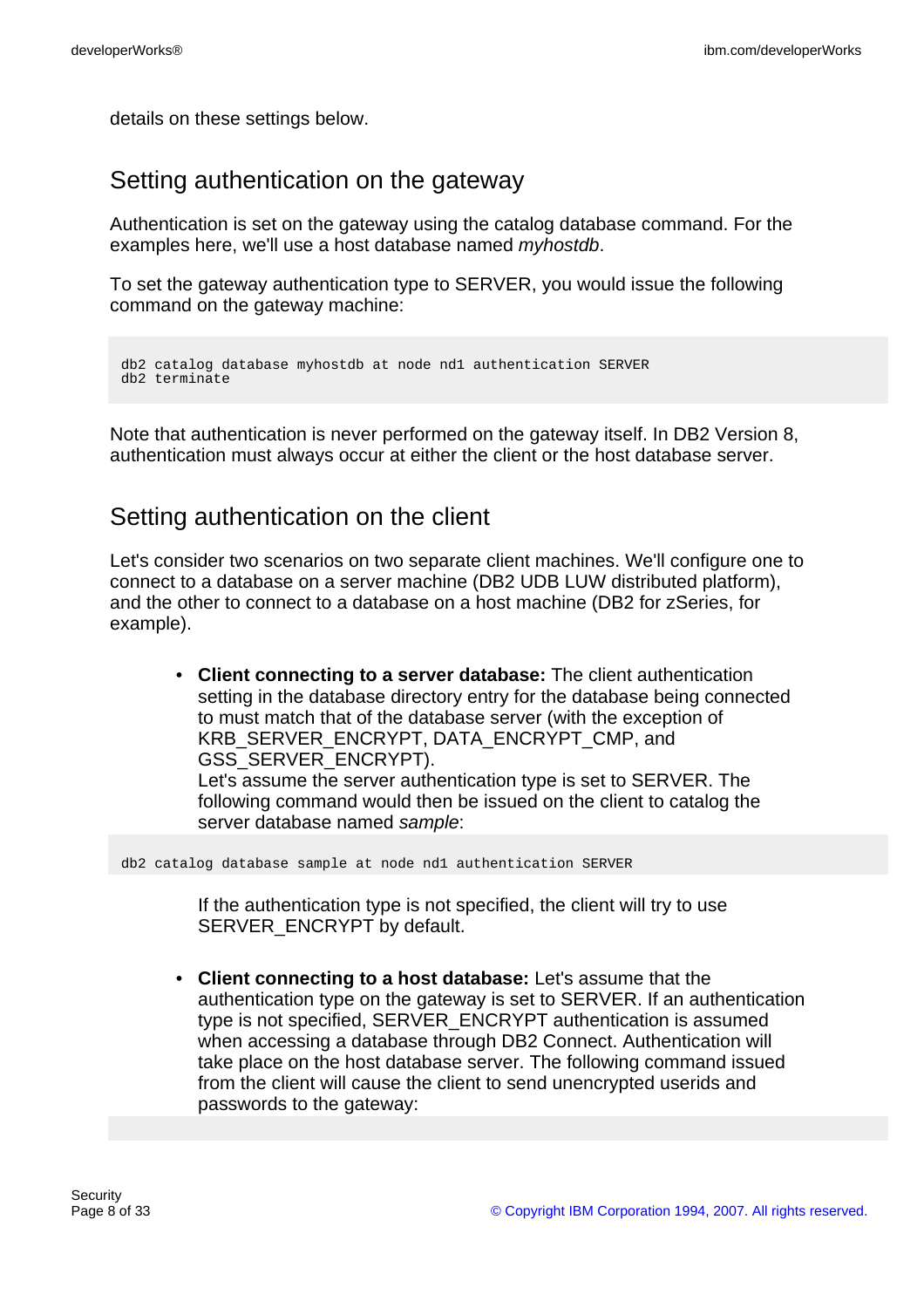details on these settings below.

## Setting authentication on the gateway

Authentication is set on the gateway using the catalog database command. For the examples here, we'll use a host database named *myhostdb*.

To set the gateway authentication type to SERVER, you would issue the following command on the gateway machine:

```
db2 catalog database myhostdb at node nd1 authentication SERVER
db2 terminate
```

Note that authentication is never performed on the gateway itself. In DB2 Version 8, authentication must always occur at either the client or the host database server.

## Setting authentication on the client

Let's consider two scenarios on two separate client machines. We'll configure one to connect to a database on a server machine (DB2 UDB LUW distributed platform), and the other to connect to a database on a host machine (DB2 for zSeries, for example).

- **Client connecting to a server database:** The client authentication setting in the database directory entry for the database being connected to must match that of the database server (with the exception of KRB_SERVER_ENCRYPT, DATA_ENCRYPT_CMP, and GSS_SERVER_ENCRYPT).
  Let's assume the server authentication type is set to SERVER. The following command would then be issued on the client to catalog the server database named *sample*:

```
db2 catalog database sample at node nd1 authentication SERVER
```

  If the authentication type is not specified, the client will try to use SERVER_ENCRYPT by default.

- **Client connecting to a host database:** Let's assume that the authentication type on the gateway is set to SERVER. If an authentication type is not specified, SERVER_ENCRYPT authentication is assumed when accessing a database through DB2 Connect. Authentication will take place on the host database server. The following command issued from the client will cause the client to send unencrypted userids and passwords to the gateway: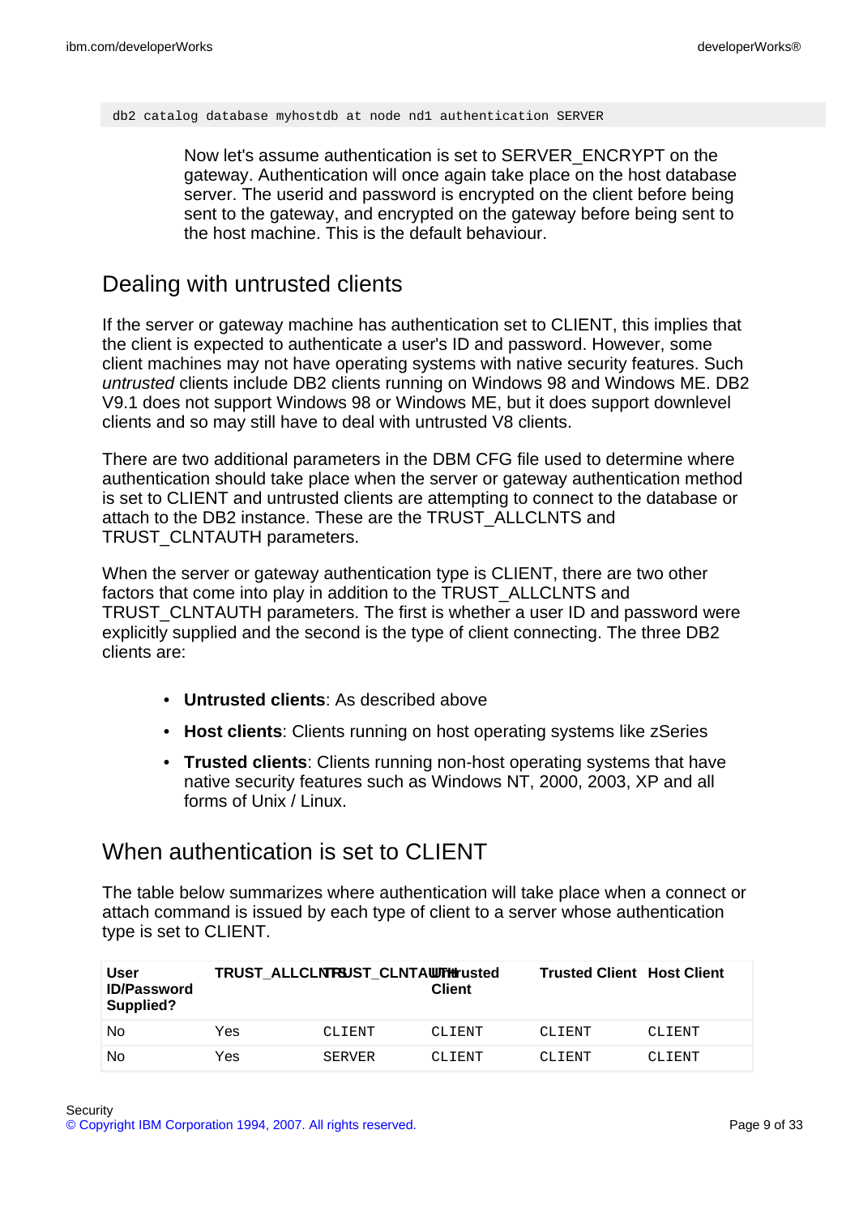```
db2 catalog database myhostdb at node nd1 authentication SERVER
```

Now let's assume authentication is set to SERVER_ENCRYPT on the gateway. Authentication will once again take place on the host database server. The userid and password is encrypted on the client before being sent to the gateway, and encrypted on the gateway before being sent to the host machine. This is the default behaviour.

## Dealing with untrusted clients

If the server or gateway machine has authentication set to CLIENT, this implies that the client is expected to authenticate a user's ID and password. However, some client machines may not have operating systems with native security features. Such *untrusted* clients include DB2 clients running on Windows 98 and Windows ME. DB2 V9.1 does not support Windows 98 or Windows ME, but it does support downlevel clients and so may still have to deal with untrusted V8 clients.

There are two additional parameters in the DBM CFG file used to determine where authentication should take place when the server or gateway authentication method is set to CLIENT and untrusted clients are attempting to connect to the database or attach to the DB2 instance. These are the TRUST_ALLCLNTS and TRUST_CLNTAUTH parameters.

When the server or gateway authentication type is CLIENT, there are two other factors that come into play in addition to the TRUST_ALLCLNTS and TRUST_CLNTAUTH parameters. The first is whether a user ID and password were explicitly supplied and the second is the type of client connecting. The three DB2 clients are:

- **Untrusted clients**: As described above
- **Host clients**: Clients running on host operating systems like zSeries
- **Trusted clients**: Clients running non-host operating systems that have native security features such as Windows NT, 2000, 2003, XP and all forms of Unix / Linux.

## When authentication is set to CLIENT

The table below summarizes where authentication will take place when a connect or attach command is issued by each type of client to a server whose authentication type is set to CLIENT.

| User ID/Password Supplied? | TRUST_ALLCLNTS | TRUST_CLNTAUTH | Untrusted Client | Trusted Client | Host Client |
|---|---|---|---|---|---|
| No | Yes | CLIENT | CLIENT | CLIENT | CLIENT |
| No | Yes | SERVER | CLIENT | CLIENT | CLIENT |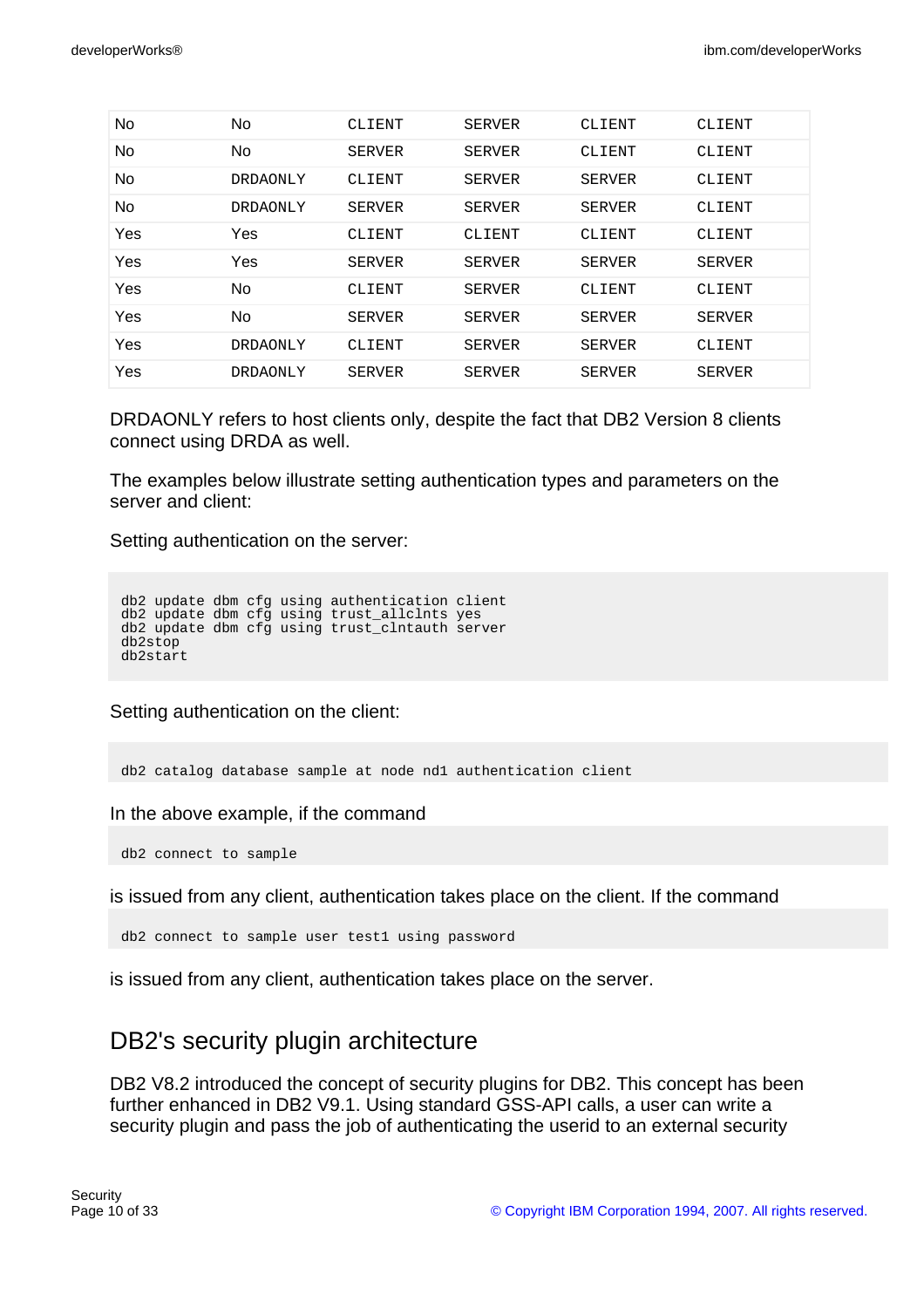| No | No | CLIENT | SERVER | CLIENT | CLIENT |
|---|---|---|---|---|---|
| No | No | SERVER | SERVER | CLIENT | CLIENT |
| No | DRDAONLY | CLIENT | SERVER | SERVER | CLIENT |
| No | DRDAONLY | SERVER | SERVER | SERVER | CLIENT |
| Yes | Yes | CLIENT | CLIENT | CLIENT | CLIENT |
| Yes | Yes | SERVER | SERVER | SERVER | SERVER |
| Yes | No | CLIENT | SERVER | CLIENT | CLIENT |
| Yes | No | SERVER | SERVER | SERVER | SERVER |
| Yes | DRDAONLY | CLIENT | SERVER | SERVER | CLIENT |
| Yes | DRDAONLY | SERVER | SERVER | SERVER | SERVER |

DRDAONLY refers to host clients only, despite the fact that DB2 Version 8 clients connect using DRDA as well.

The examples below illustrate setting authentication types and parameters on the server and client:

Setting authentication on the server:

```
db2 update dbm cfg using authentication client
db2 update dbm cfg using trust_allclnts yes
db2 update dbm cfg using trust_clntauth server
db2stop
db2start
```

Setting authentication on the client:

```
db2 catalog database sample at node nd1 authentication client
```

In the above example, if the command

```
db2 connect to sample
```

is issued from any client, authentication takes place on the client. If the command

```
db2 connect to sample user test1 using password
```

is issued from any client, authentication takes place on the server.

## DB2's security plugin architecture

DB2 V8.2 introduced the concept of security plugins for DB2. This concept has been further enhanced in DB2 V9.1. Using standard GSS-API calls, a user can write a security plugin and pass the job of authenticating the userid to an external security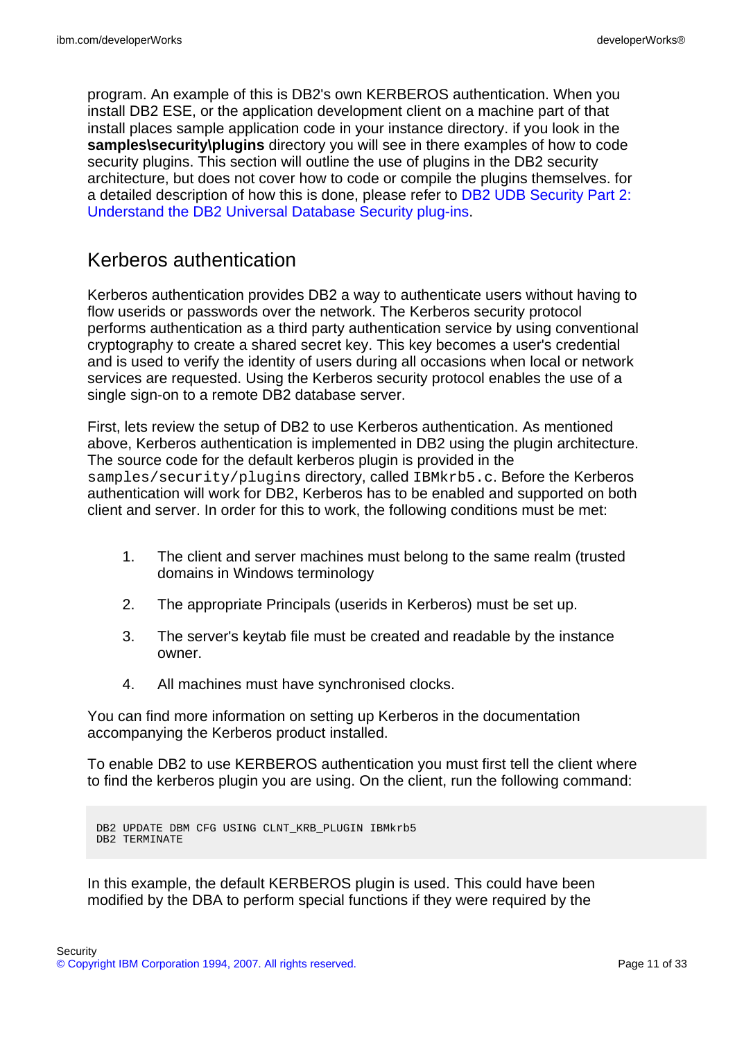program. An example of this is DB2's own KERBEROS authentication. When you install DB2 ESE, or the application development client on a machine part of that install places sample application code in your instance directory. if you look in the **samples\security\plugins** directory you will see in there examples of how to code security plugins. This section will outline the use of plugins in the DB2 security architecture, but does not cover how to code or compile the plugins themselves. for a detailed description of how this is done, please refer to DB2 UDB Security Part 2: Understand the DB2 Universal Database Security plug-ins.

## Kerberos authentication

Kerberos authentication provides DB2 a way to authenticate users without having to flow userids or passwords over the network. The Kerberos security protocol performs authentication as a third party authentication service by using conventional cryptography to create a shared secret key. This key becomes a user's credential and is used to verify the identity of users during all occasions when local or network services are requested. Using the Kerberos security protocol enables the use of a single sign-on to a remote DB2 database server.

First, lets review the setup of DB2 to use Kerberos authentication. As mentioned above, Kerberos authentication is implemented in DB2 using the plugin architecture. The source code for the default kerberos plugin is provided in the `samples/security/plugins` directory, called `IBMkrb5.c`. Before the Kerberos authentication will work for DB2, Kerberos has to be enabled and supported on both client and server. In order for this to work, the following conditions must be met:

1. The client and server machines must belong to the same realm (trusted domains in Windows terminology
2. The appropriate Principals (userids in Kerberos) must be set up.
3. The server's keytab file must be created and readable by the instance owner.
4. All machines must have synchronised clocks.

You can find more information on setting up Kerberos in the documentation accompanying the Kerberos product installed.

To enable DB2 to use KERBEROS authentication you must first tell the client where to find the kerberos plugin you are using. On the client, run the following command:

```
DB2 UPDATE DBM CFG USING CLNT_KRB_PLUGIN IBMkrb5
DB2 TERMINATE
```

In this example, the default KERBEROS plugin is used. This could have been modified by the DBA to perform special functions if they were required by the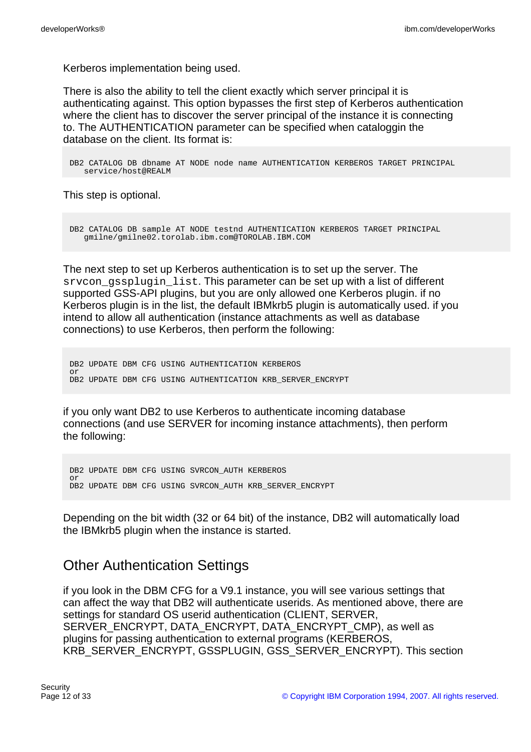Kerberos implementation being used.

There is also the ability to tell the client exactly which server principal it is authenticating against. This option bypasses the first step of Kerberos authentication where the client has to discover the server principal of the instance it is connecting to. The AUTHENTICATION parameter can be specified when cataloggin the database on the client. Its format is:

```
DB2 CATALOG DB dbname AT NODE node name AUTHENTICATION KERBEROS TARGET PRINCIPAL
   service/host@REALM
```

This step is optional.

```
DB2 CATALOG DB sample AT NODE testnd AUTHENTICATION KERBEROS TARGET PRINCIPAL
   gmilne/gmilne02.torolab.ibm.com@TOROLAB.IBM.COM
```

The next step to set up Kerberos authentication is to set up the server. The `srvcon_gssplugin_list`. This parameter can be set up with a list of different supported GSS-API plugins, but you are only allowed one Kerberos plugin. if no Kerberos plugin is in the list, the default IBMkrb5 plugin is automatically used. if you intend to allow all authentication (instance attachments as well as database connections) to use Kerberos, then perform the following:

```
DB2 UPDATE DBM CFG USING AUTHENTICATION KERBEROS
or
DB2 UPDATE DBM CFG USING AUTHENTICATION KRB_SERVER_ENCRYPT
```

if you only want DB2 to use Kerberos to authenticate incoming database connections (and use SERVER for incoming instance attachments), then perform the following:

```
DB2 UPDATE DBM CFG USING SVRCON_AUTH KERBEROS
or
DB2 UPDATE DBM CFG USING SVRCON_AUTH KRB_SERVER_ENCRYPT
```

Depending on the bit width (32 or 64 bit) of the instance, DB2 will automatically load the IBMkrb5 plugin when the instance is started.

## Other Authentication Settings

if you look in the DBM CFG for a V9.1 instance, you will see various settings that can affect the way that DB2 will authenticate userids. As mentioned above, there are settings for standard OS userid authentication (CLIENT, SERVER, SERVER_ENCRYPT, DATA_ENCRYPT, DATA_ENCRYPT_CMP), as well as plugins for passing authentication to external programs (KERBEROS, KRB_SERVER_ENCRYPT, GSSPLUGIN, GSS_SERVER_ENCRYPT). This section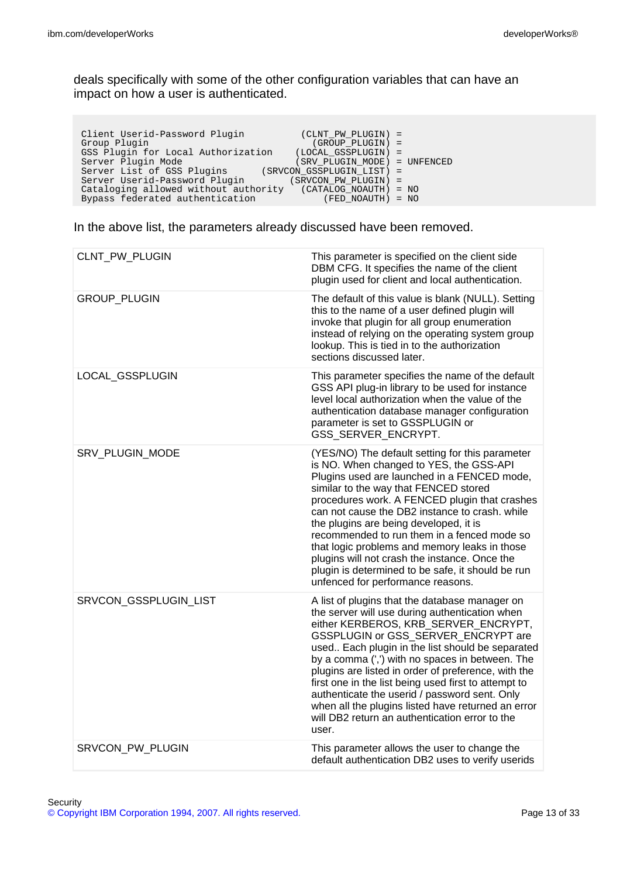deals specifically with some of the other configuration variables that can have an impact on how a user is authenticated.

```
Client Userid-Password Plugin            (CLNT_PW_PLUGIN) =
Group Plugin                               (GROUP_PLUGIN) =
GSS Plugin for Local Authorization      (LOCAL_GSSPLUGIN) =
Server Plugin Mode                       (SRV_PLUGIN_MODE) = UNFENCED
Server List of GSS Plugins         (SRVCON_GSSPLUGIN_LIST) =
Server Userid-Password Plugin           (SRVCON_PW_PLUGIN) =
Cataloging allowed without authority     (CATALOG_NOAUTH) = NO
Bypass federated authentication              (FED_NOAUTH) = NO
```

In the above list, the parameters already discussed have been removed.

| | |
|---|---|
| CLNT_PW_PLUGIN | This parameter is specified on the client side DBM CFG. It specifies the name of the client plugin used for client and local authentication. |
| GROUP_PLUGIN | The default of this value is blank (NULL). Setting this to the name of a user defined plugin will invoke that plugin for all group enumeration instead of relying on the operating system group lookup. This is tied in to the authorization sections discussed later. |
| LOCAL_GSSPLUGIN | This parameter specifies the name of the default GSS API plug-in library to be used for instance level local authorization when the value of the authentication database manager configuration parameter is set to GSSPLUGIN or GSS_SERVER_ENCRYPT. |
| SRV_PLUGIN_MODE | (YES/NO) The default setting for this parameter is NO. When changed to YES, the GSS-API Plugins used are launched in a FENCED mode, similar to the way that FENCED stored procedures work. A FENCED plugin that crashes can not cause the DB2 instance to crash. while the plugins are being developed, it is recommended to run them in a fenced mode so that logic problems and memory leaks in those plugins will not crash the instance. Once the plugin is determined to be safe, it should be run unfenced for performance reasons. |
| SRVCON_GSSPLUGIN_LIST | A list of plugins that the database manager on the server will use during authentication when either KERBEROS, KRB_SERVER_ENCRYPT, GSSPLUGIN or GSS_SERVER_ENCRYPT are used.. Each plugin in the list should be separated by a comma (',') with no spaces in between. The plugins are listed in order of preference, with the first one in the list being used first to attempt to authenticate the userid / password sent. Only when all the plugins listed have returned an error will DB2 return an authentication error to the user. |
| SRVCON_PW_PLUGIN | This parameter allows the user to change the default authentication DB2 uses to verify userids |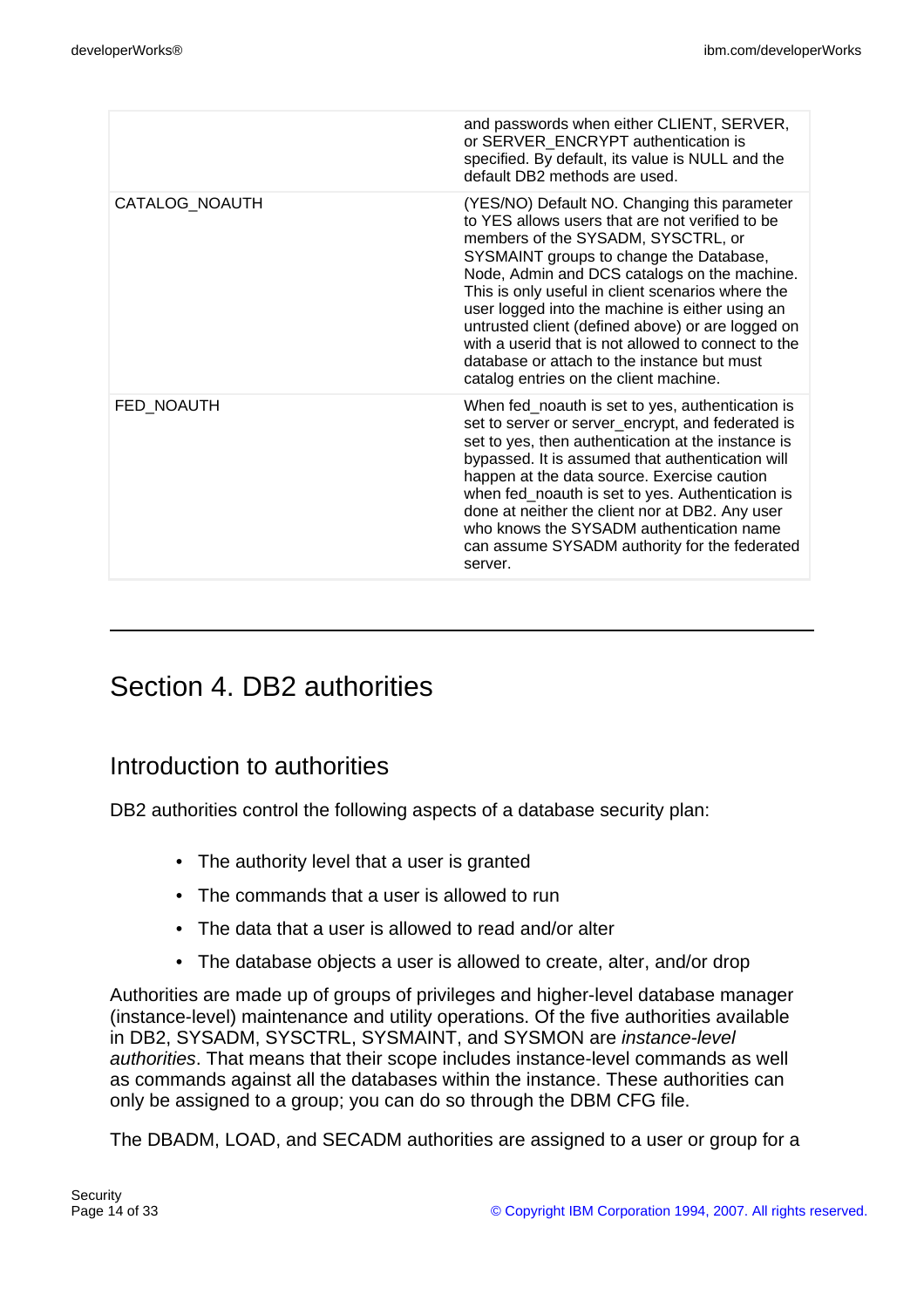| | |
|---|---|
| | and passwords when either CLIENT, SERVER, or SERVER_ENCRYPT authentication is specified. By default, its value is NULL and the default DB2 methods are used. |
| CATALOG_NOAUTH | (YES/NO) Default NO. Changing this parameter to YES allows users that are not verified to be members of the SYSADM, SYSCTRL, or SYSMAINT groups to change the Database, Node, Admin and DCS catalogs on the machine. This is only useful in client scenarios where the user logged into the machine is either using an untrusted client (defined above) or are logged on with a userid that is not allowed to connect to the database or attach to the instance but must catalog entries on the client machine. |
| FED_NOAUTH | When fed_noauth is set to yes, authentication is set to server or server_encrypt, and federated is set to yes, then authentication at the instance is bypassed. It is assumed that authentication will happen at the data source. Exercise caution when fed_noauth is set to yes. Authentication is done at neither the client nor at DB2. Any user who knows the SYSADM authentication name can assume SYSADM authority for the federated server. |

# Section 4. DB2 authorities

## Introduction to authorities

DB2 authorities control the following aspects of a database security plan:

- The authority level that a user is granted
- The commands that a user is allowed to run
- The data that a user is allowed to read and/or alter
- The database objects a user is allowed to create, alter, and/or drop

Authorities are made up of groups of privileges and higher-level database manager (instance-level) maintenance and utility operations. Of the five authorities available in DB2, SYSADM, SYSCTRL, SYSMAINT, and SYSMON are *instance-level authorities*. That means that their scope includes instance-level commands as well as commands against all the databases within the instance. These authorities can only be assigned to a group; you can do so through the DBM CFG file.

The DBADM, LOAD, and SECADM authorities are assigned to a user or group for a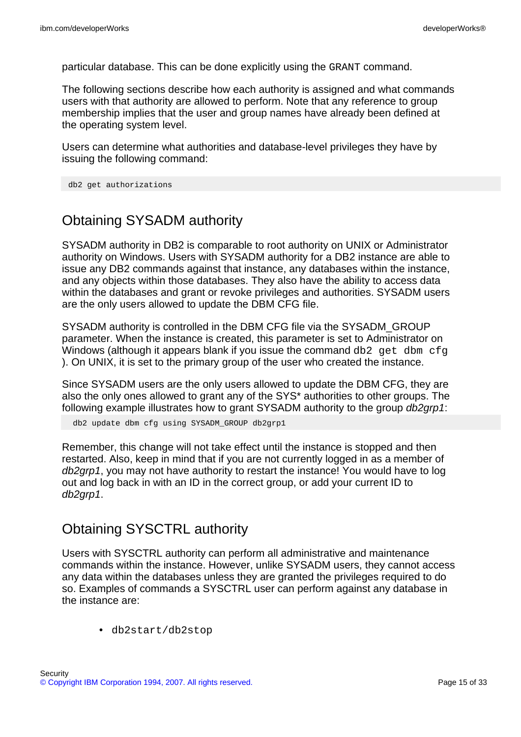particular database. This can be done explicitly using the `GRANT` command.

The following sections describe how each authority is assigned and what commands users with that authority are allowed to perform. Note that any reference to group membership implies that the user and group names have already been defined at the operating system level.

Users can determine what authorities and database-level privileges they have by issuing the following command:

```
db2 get authorizations
```

## Obtaining SYSADM authority

SYSADM authority in DB2 is comparable to root authority on UNIX or Administrator authority on Windows. Users with SYSADM authority for a DB2 instance are able to issue any DB2 commands against that instance, any databases within the instance, and any objects within those databases. They also have the ability to access data within the databases and grant or revoke privileges and authorities. SYSADM users are the only users allowed to update the DBM CFG file.

SYSADM authority is controlled in the DBM CFG file via the SYSADM_GROUP parameter. When the instance is created, this parameter is set to Administrator on Windows (although it appears blank if you issue the command `db2 get dbm cfg` ). On UNIX, it is set to the primary group of the user who created the instance.

Since SYSADM users are the only users allowed to update the DBM CFG, they are also the only ones allowed to grant any of the SYS* authorities to other groups. The following example illustrates how to grant SYSADM authority to the group *db2grp1*:

```
 db2 update dbm cfg using SYSADM_GROUP db2grp1
```

Remember, this change will not take effect until the instance is stopped and then restarted. Also, keep in mind that if you are not currently logged in as a member of *db2grp1*, you may not have authority to restart the instance! You would have to log out and log back in with an ID in the correct group, or add your current ID to *db2grp1*.

## Obtaining SYSCTRL authority

Users with SYSCTRL authority can perform all administrative and maintenance commands within the instance. However, unlike SYSADM users, they cannot access any data within the databases unless they are granted the privileges required to do so. Examples of commands a SYSCTRL user can perform against any database in the instance are:

- `db2start/db2stop`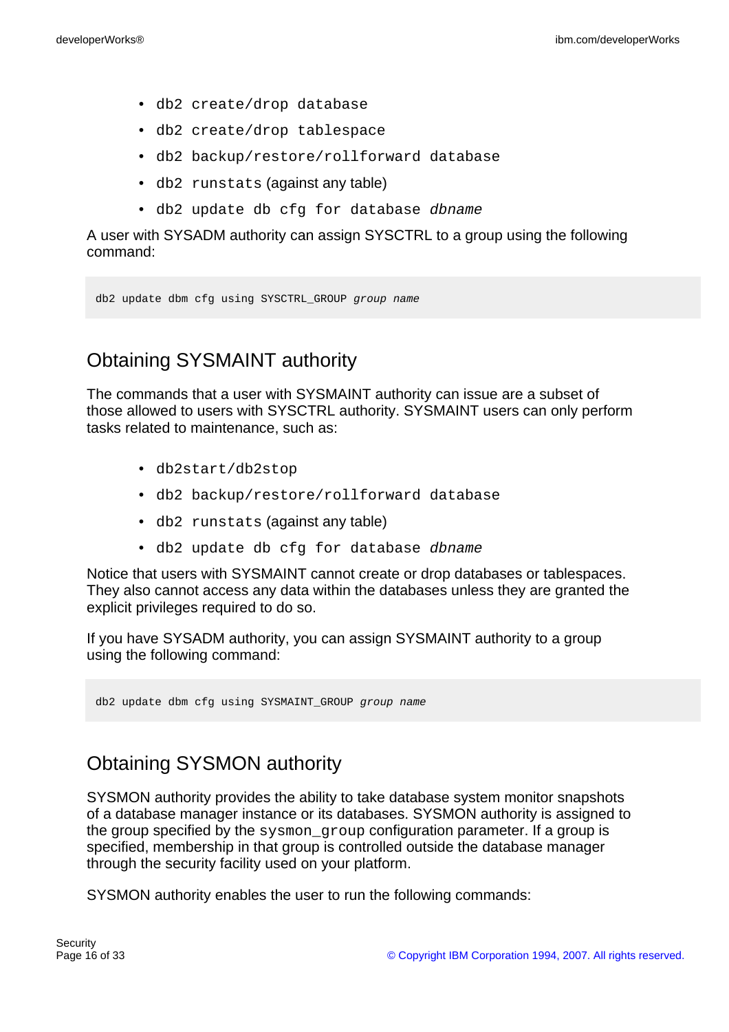- `db2 create/drop database`
- `db2 create/drop tablespace`
- `db2 backup/restore/rollforward database`
- `db2 runstats` (against any table)
- `db2 update db cfg for database` *`dbname`*

A user with SYSADM authority can assign SYSCTRL to a group using the following command:

```
db2 update dbm cfg using SYSCTRL_GROUP group name
```

## Obtaining SYSMAINT authority

The commands that a user with SYSMAINT authority can issue are a subset of those allowed to users with SYSCTRL authority. SYSMAINT users can only perform tasks related to maintenance, such as:

- `db2start/db2stop`
- `db2 backup/restore/rollforward database`
- `db2 runstats` (against any table)
- `db2 update db cfg for database` *`dbname`*

Notice that users with SYSMAINT cannot create or drop databases or tablespaces. They also cannot access any data within the databases unless they are granted the explicit privileges required to do so.

If you have SYSADM authority, you can assign SYSMAINT authority to a group using the following command:

```
db2 update dbm cfg using SYSMAINT_GROUP group name
```

## Obtaining SYSMON authority

SYSMON authority provides the ability to take database system monitor snapshots of a database manager instance or its databases. SYSMON authority is assigned to the group specified by the `sysmon_group` configuration parameter. If a group is specified, membership in that group is controlled outside the database manager through the security facility used on your platform.

SYSMON authority enables the user to run the following commands: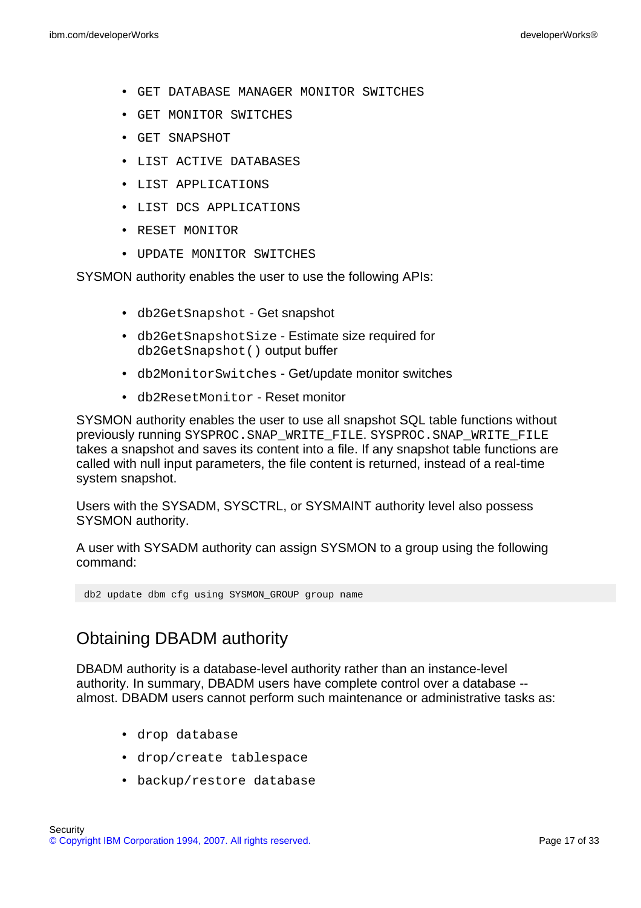- `GET DATABASE MANAGER MONITOR SWITCHES`
- `GET MONITOR SWITCHES`
- `GET SNAPSHOT`
- `LIST ACTIVE DATABASES`
- `LIST APPLICATIONS`
- `LIST DCS APPLICATIONS`
- `RESET MONITOR`
- `UPDATE MONITOR SWITCHES`

SYSMON authority enables the user to use the following APIs:

- `db2GetSnapshot` - Get snapshot
- `db2GetSnapshotSize` - Estimate size required for `db2GetSnapshot()` output buffer
- `db2MonitorSwitches` - Get/update monitor switches
- `db2ResetMonitor` - Reset monitor

SYSMON authority enables the user to use all snapshot SQL table functions without previously running `SYSPROC.SNAP_WRITE_FILE`. `SYSPROC.SNAP_WRITE_FILE` takes a snapshot and saves its content into a file. If any snapshot table functions are called with null input parameters, the file content is returned, instead of a real-time system snapshot.

Users with the SYSADM, SYSCTRL, or SYSMAINT authority level also possess SYSMON authority.

A user with SYSADM authority can assign SYSMON to a group using the following command:

```
db2 update dbm cfg using SYSMON_GROUP group name
```

## Obtaining DBADM authority

DBADM authority is a database-level authority rather than an instance-level authority. In summary, DBADM users have complete control over a database -- almost. DBADM users cannot perform such maintenance or administrative tasks as:

- `drop database`
- `drop/create tablespace`
- `backup/restore database`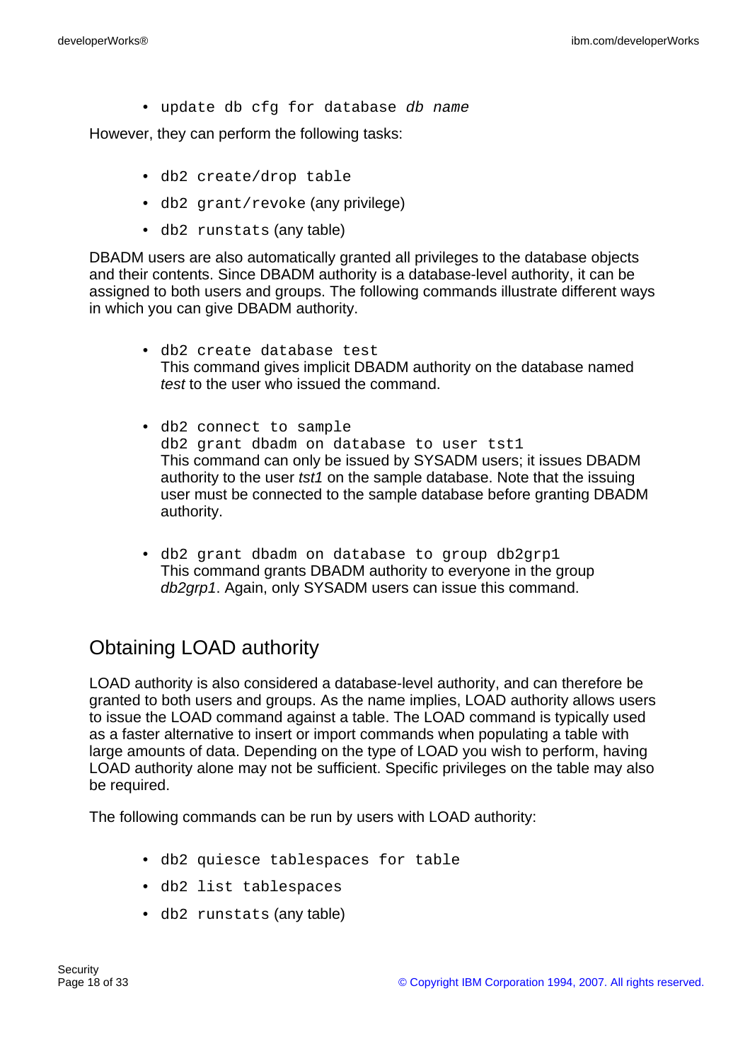- `update db cfg for database` *`db name`*

However, they can perform the following tasks:

- `db2 create/drop table`
- `db2 grant/revoke` (any privilege)
- `db2 runstats` (any table)

DBADM users are also automatically granted all privileges to the database objects and their contents. Since DBADM authority is a database-level authority, it can be assigned to both users and groups. The following commands illustrate different ways in which you can give DBADM authority.

- `db2 create database test`
  This command gives implicit DBADM authority on the database named *test* to the user who issued the command.

- `db2 connect to sample`
  `db2 grant dbadm on database to user tst1`
  This command can only be issued by SYSADM users; it issues DBADM authority to the user *tst1* on the sample database. Note that the issuing user must be connected to the sample database before granting DBADM authority.

- `db2 grant dbadm on database to group db2grp1`
  This command grants DBADM authority to everyone in the group *db2grp1*. Again, only SYSADM users can issue this command.

## Obtaining LOAD authority

LOAD authority is also considered a database-level authority, and can therefore be granted to both users and groups. As the name implies, LOAD authority allows users to issue the LOAD command against a table. The LOAD command is typically used as a faster alternative to insert or import commands when populating a table with large amounts of data. Depending on the type of LOAD you wish to perform, having LOAD authority alone may not be sufficient. Specific privileges on the table may also be required.

The following commands can be run by users with LOAD authority:

- `db2 quiesce tablespaces for table`
- `db2 list tablespaces`
- `db2 runstats` (any table)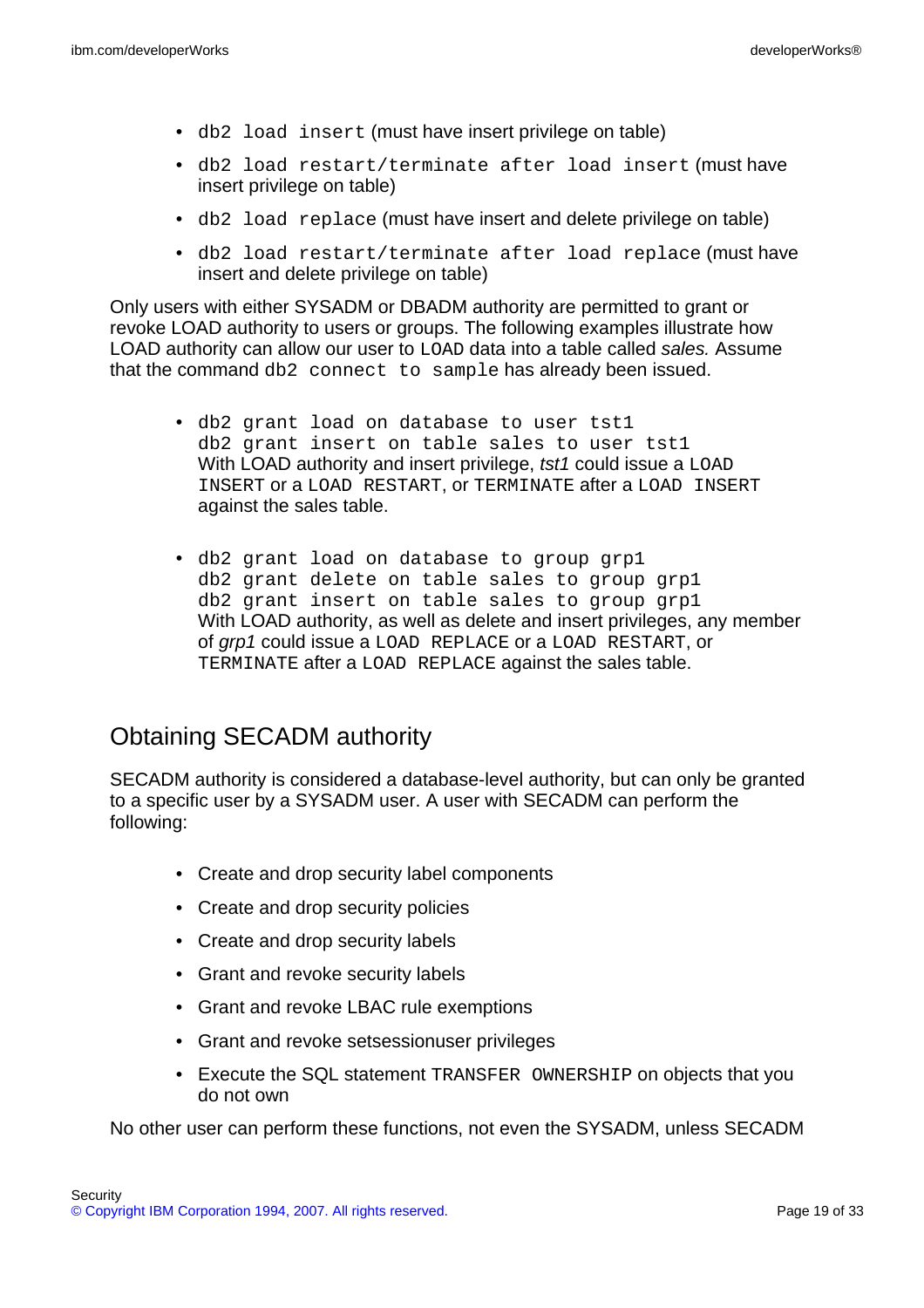- `db2 load insert` (must have insert privilege on table)
- `db2 load restart/terminate after load insert` (must have insert privilege on table)
- `db2 load replace` (must have insert and delete privilege on table)
- `db2 load restart/terminate after load replace` (must have insert and delete privilege on table)

Only users with either SYSADM or DBADM authority are permitted to grant or revoke LOAD authority to users or groups. The following examples illustrate how LOAD authority can allow our user to `LOAD` data into a table called *sales.* Assume that the command `db2 connect to sample` has already been issued.

- ```
  db2 grant load on database to user tst1
  db2 grant insert on table sales to user tst1
  ```
  With LOAD authority and insert privilege, *tst1* could issue a `LOAD INSERT` or a `LOAD RESTART`, or `TERMINATE` after a `LOAD INSERT` against the sales table.

- ```
  db2 grant load on database to group grp1
  db2 grant delete on table sales to group grp1
  db2 grant insert on table sales to group grp1
  ```
  With LOAD authority, as well as delete and insert privileges, any member of *grp1* could issue a `LOAD REPLACE` or a `LOAD RESTART`, or `TERMINATE` after a `LOAD REPLACE` against the sales table.

## Obtaining SECADM authority

SECADM authority is considered a database-level authority, but can only be granted to a specific user by a SYSADM user. A user with SECADM can perform the following:

- Create and drop security label components
- Create and drop security policies
- Create and drop security labels
- Grant and revoke security labels
- Grant and revoke LBAC rule exemptions
- Grant and revoke setsessionuser privileges
- Execute the SQL statement `TRANSFER OWNERSHIP` on objects that you do not own

No other user can perform these functions, not even the SYSADM, unless SECADM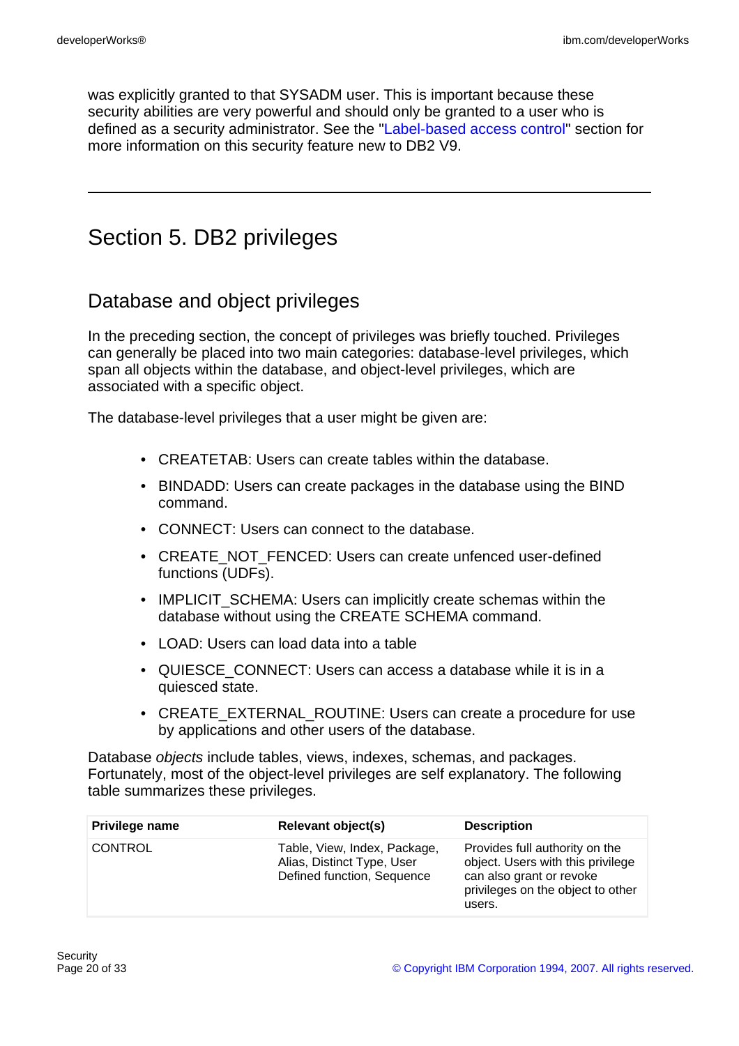was explicitly granted to that SYSADM user. This is important because these security abilities are very powerful and should only be granted to a user who is defined as a security administrator. See the "Label-based access control" section for more information on this security feature new to DB2 V9.

---

# Section 5. DB2 privileges

## Database and object privileges

In the preceding section, the concept of privileges was briefly touched. Privileges can generally be placed into two main categories: database-level privileges, which span all objects within the database, and object-level privileges, which are associated with a specific object.

The database-level privileges that a user might be given are:

- CREATETAB: Users can create tables within the database.
- BINDADD: Users can create packages in the database using the BIND command.
- CONNECT: Users can connect to the database.
- CREATE_NOT_FENCED: Users can create unfenced user-defined functions (UDFs).
- IMPLICIT_SCHEMA: Users can implicitly create schemas within the database without using the CREATE SCHEMA command.
- LOAD: Users can load data into a table
- QUIESCE_CONNECT: Users can access a database while it is in a quiesced state.
- CREATE_EXTERNAL_ROUTINE: Users can create a procedure for use by applications and other users of the database.

Database *objects* include tables, views, indexes, schemas, and packages. Fortunately, most of the object-level privileges are self explanatory. The following table summarizes these privileges.

| Privilege name | Relevant object(s) | Description |
| --- | --- | --- |
| CONTROL | Table, View, Index, Package, Alias, Distinct Type, User Defined function, Sequence | Provides full authority on the object. Users with this privilege can also grant or revoke privileges on the object to other users. |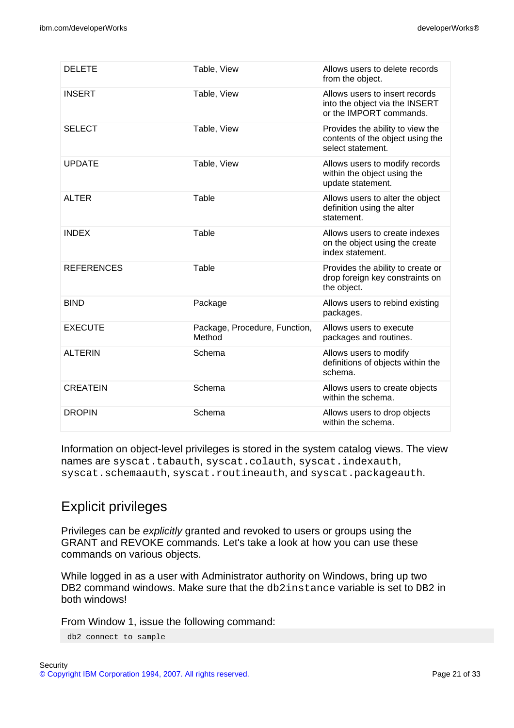| | | |
|---|---|---|
| DELETE | Table, View | Allows users to delete records from the object. |
| INSERT | Table, View | Allows users to insert records into the object via the INSERT or the IMPORT commands. |
| SELECT | Table, View | Provides the ability to view the contents of the object using the select statement. |
| UPDATE | Table, View | Allows users to modify records within the object using the update statement. |
| ALTER | Table | Allows users to alter the object definition using the alter statement. |
| INDEX | Table | Allows users to create indexes on the object using the create index statement. |
| REFERENCES | Table | Provides the ability to create or drop foreign key constraints on the object. |
| BIND | Package | Allows users to rebind existing packages. |
| EXECUTE | Package, Procedure, Function, Method | Allows users to execute packages and routines. |
| ALTERIN | Schema | Allows users to modify definitions of objects within the schema. |
| CREATEIN | Schema | Allows users to create objects within the schema. |
| DROPIN | Schema | Allows users to drop objects within the schema. |

Information on object-level privileges is stored in the system catalog views. The view names are `syscat.tabauth`, `syscat.colauth`, `syscat.indexauth`, `syscat.schemaauth`, `syscat.routineauth`, and `syscat.packageauth`.

## Explicit privileges

Privileges can be *explicitly* granted and revoked to users or groups using the GRANT and REVOKE commands. Let's take a look at how you can use these commands on various objects.

While logged in as a user with Administrator authority on Windows, bring up two DB2 command windows. Make sure that the `db2instance` variable is set to `DB2` in both windows!

From Window 1, issue the following command:

```
db2 connect to sample
```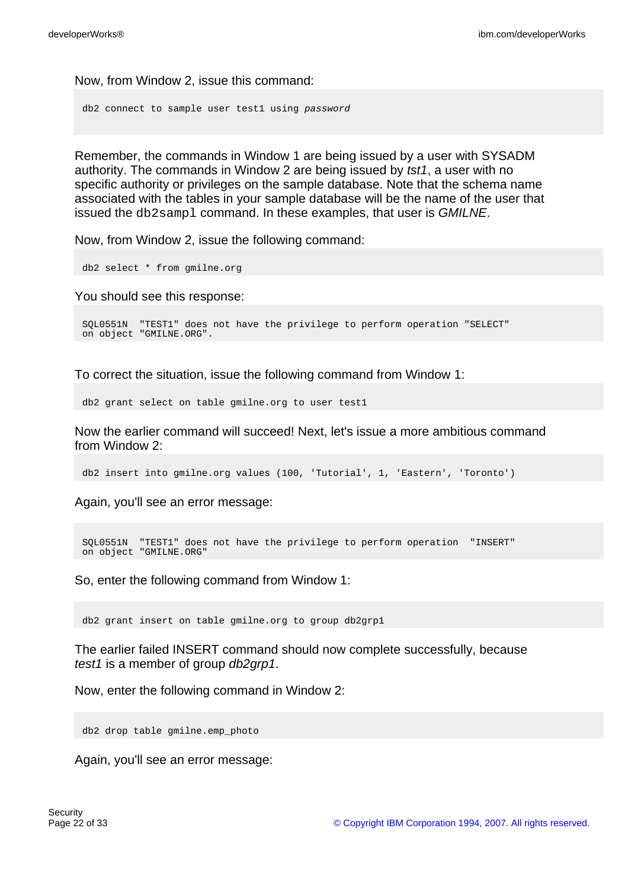Now, from Window 2, issue this command:

```
db2 connect to sample user test1 using password
```

Remember, the commands in Window 1 are being issued by a user with SYSADM authority. The commands in Window 2 are being issued by *tst1*, a user with no specific authority or privileges on the sample database. Note that the schema name associated with the tables in your sample database will be the name of the user that issued the `db2sampl` command. In these examples, that user is *GMILNE*.

Now, from Window 2, issue the following command:

```
db2 select * from gmilne.org
```

You should see this response:

```
SQL0551N  "TEST1" does not have the privilege to perform operation "SELECT"
on object "GMILNE.ORG".
```

To correct the situation, issue the following command from Window 1:

```
db2 grant select on table gmilne.org to user test1
```

Now the earlier command will succeed! Next, let's issue a more ambitious command from Window 2:

```
db2 insert into gmilne.org values (100, 'Tutorial', 1, 'Eastern', 'Toronto')
```

Again, you'll see an error message:

```
SQL0551N  "TEST1" does not have the privilege to perform operation  "INSERT"
on object "GMILNE.ORG"
```

So, enter the following command from Window 1:

```
db2 grant insert on table gmilne.org to group db2grp1
```

The earlier failed INSERT command should now complete successfully, because *test1* is a member of group *db2grp1*.

Now, enter the following command in Window 2:

```
db2 drop table gmilne.emp_photo
```

Again, you'll see an error message: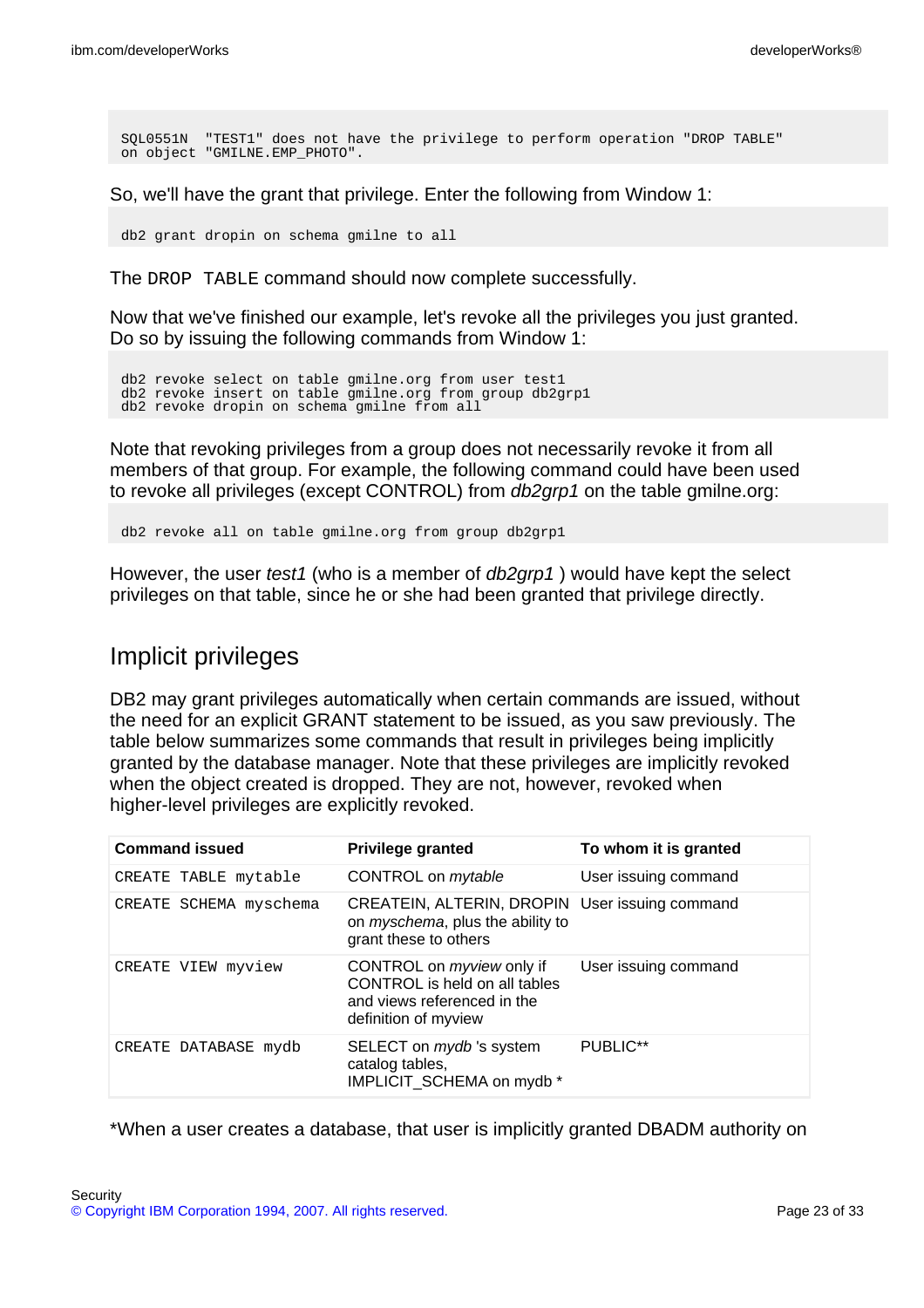```
SQL0551N  "TEST1" does not have the privilege to perform operation "DROP TABLE"
on object "GMILNE.EMP_PHOTO".
```

So, we'll have the grant that privilege. Enter the following from Window 1:

```
db2 grant dropin on schema gmilne to all
```

The `DROP TABLE` command should now complete successfully.

Now that we've finished our example, let's revoke all the privileges you just granted. Do so by issuing the following commands from Window 1:

```
db2 revoke select on table gmilne.org from user test1
db2 revoke insert on table gmilne.org from group db2grp1
db2 revoke dropin on schema gmilne from all
```

Note that revoking privileges from a group does not necessarily revoke it from all members of that group. For example, the following command could have been used to revoke all privileges (except CONTROL) from *db2grp1* on the table gmilne.org:

```
db2 revoke all on table gmilne.org from group db2grp1
```

However, the user *test1* (who is a member of *db2grp1* ) would have kept the select privileges on that table, since he or she had been granted that privilege directly.

## Implicit privileges

DB2 may grant privileges automatically when certain commands are issued, without the need for an explicit GRANT statement to be issued, as you saw previously. The table below summarizes some commands that result in privileges being implicitly granted by the database manager. Note that these privileges are implicitly revoked when the object created is dropped. They are not, however, revoked when higher-level privileges are explicitly revoked.

| **Command issued** | **Privilege granted** | **To whom it is granted** |
|---|---|---|
| `CREATE TABLE mytable` | CONTROL on *mytable* | User issuing command |
| `CREATE SCHEMA myschema` | CREATEIN, ALTERIN, DROPIN on *myschema*, plus the ability to grant these to others | User issuing command |
| `CREATE VIEW myview` | CONTROL on *myview* only if CONTROL is held on all tables and views referenced in the definition of myview | User issuing command |
| `CREATE DATABASE mydb` | SELECT on *mydb* 's system catalog tables, IMPLICIT_SCHEMA on mydb * | PUBLIC** |

*When a user creates a database, that user is implicitly granted DBADM authority on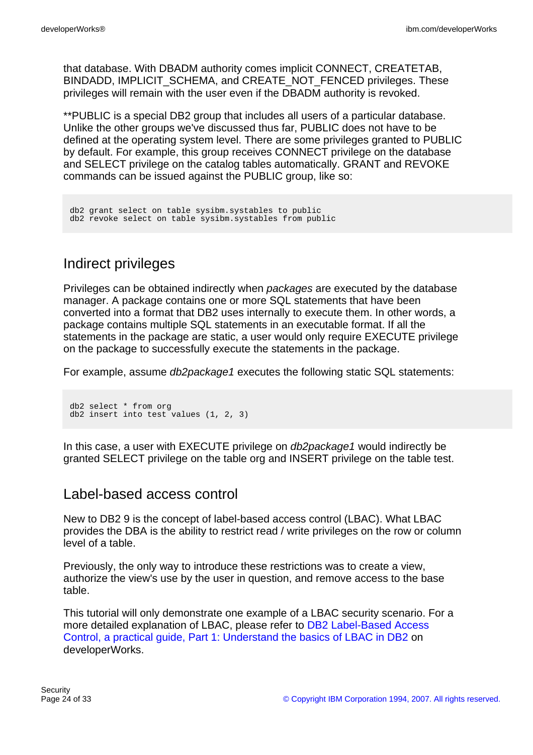that database. With DBADM authority comes implicit CONNECT, CREATETAB, BINDADD, IMPLICIT_SCHEMA, and CREATE_NOT_FENCED privileges. These privileges will remain with the user even if the DBADM authority is revoked.

**PUBLIC is a special DB2 group that includes all users of a particular database. Unlike the other groups we've discussed thus far, PUBLIC does not have to be defined at the operating system level. There are some privileges granted to PUBLIC by default. For example, this group receives CONNECT privilege on the database and SELECT privilege on the catalog tables automatically. GRANT and REVOKE commands can be issued against the PUBLIC group, like so:

```
db2 grant select on table sysibm.systables to public
db2 revoke select on table sysibm.systables from public
```

## Indirect privileges

Privileges can be obtained indirectly when *packages* are executed by the database manager. A package contains one or more SQL statements that have been converted into a format that DB2 uses internally to execute them. In other words, a package contains multiple SQL statements in an executable format. If all the statements in the package are static, a user would only require EXECUTE privilege on the package to successfully execute the statements in the package.

For example, assume *db2package1* executes the following static SQL statements:

```
db2 select * from org
db2 insert into test values (1, 2, 3)
```

In this case, a user with EXECUTE privilege on *db2package1* would indirectly be granted SELECT privilege on the table org and INSERT privilege on the table test.

## Label-based access control

New to DB2 9 is the concept of label-based access control (LBAC). What LBAC provides the DBA is the ability to restrict read / write privileges on the row or column level of a table.

Previously, the only way to introduce these restrictions was to create a view, authorize the view's use by the user in question, and remove access to the base table.

This tutorial will only demonstrate one example of a LBAC security scenario. For a more detailed explanation of LBAC, please refer to DB2 Label-Based Access Control, a practical guide, Part 1: Understand the basics of LBAC in DB2 on developerWorks.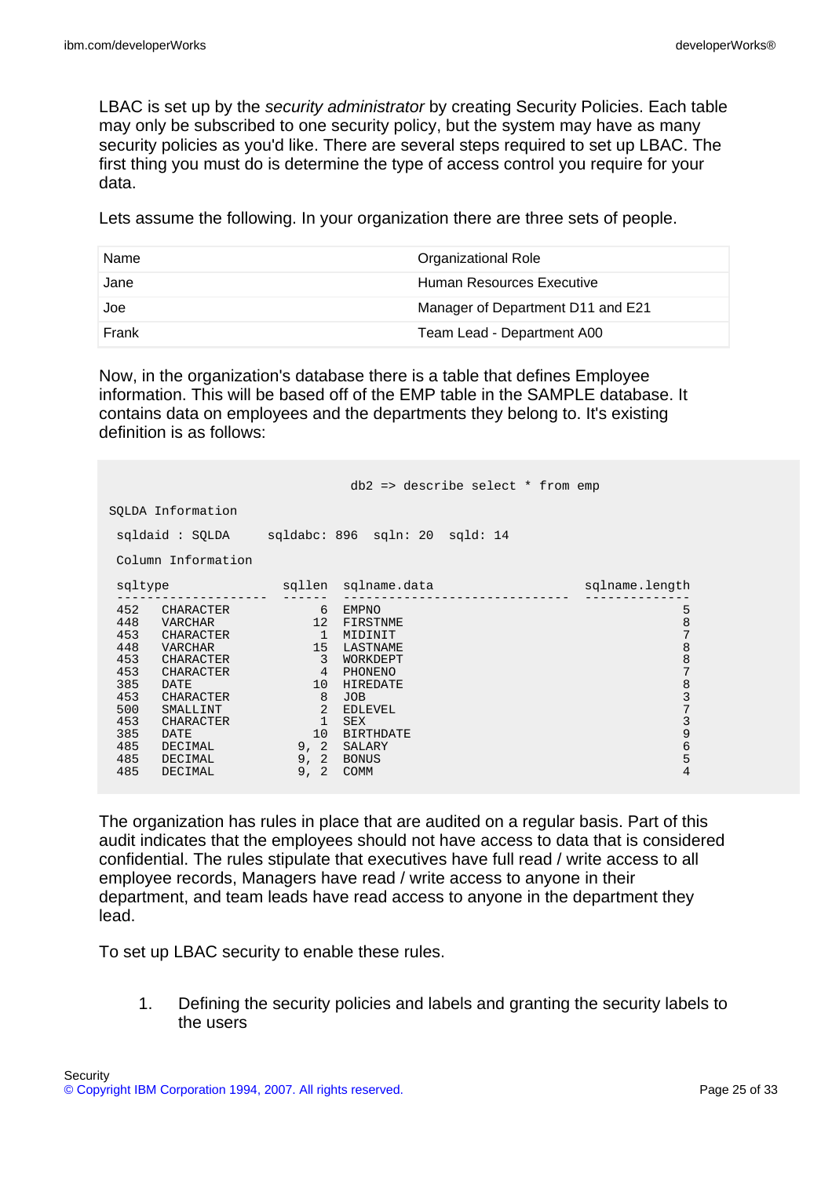LBAC is set up by the *security administrator* by creating Security Policies. Each table may only be subscribed to one security policy, but the system may have as many security policies as you'd like. There are several steps required to set up LBAC. The first thing you must do is determine the type of access control you require for your data.

Lets assume the following. In your organization there are three sets of people.

| Name | Organizational Role |
|---|---|
| Jane | Human Resources Executive |
| Joe | Manager of Department D11 and E21 |
| Frank | Team Lead - Department A00 |

Now, in the organization's database there is a table that defines Employee information. This will be based off of the EMP table in the SAMPLE database. It contains data on employees and the departments they belong to. It's existing definition is as follows:

```
                                db2 => describe select * from emp

SQLDA Information

 sqldaid : SQLDA     sqldabc: 896  sqln: 20  sqld: 14

 Column Information

 sqltype               sqllen  sqlname.data                    sqlname.length
 --------------------  ------  ------------------------------  --------------
 452   CHARACTER            6  EMPNO                                        5
 448   VARCHAR             12  FIRSTNME                                     8
 453   CHARACTER            1  MIDINIT                                      7
 448   VARCHAR             15  LASTNAME                                     8
 453   CHARACTER            3  WORKDEPT                                     8
 453   CHARACTER            4  PHONENO                                      7
 385   DATE                10  HIREDATE                                     8
 453   CHARACTER            8  JOB                                          3
 500   SMALLINT             2  EDLEVEL                                      7
 453   CHARACTER            1  SEX                                          3
 385   DATE                10  BIRTHDATE                                    9
 485   DECIMAL           9, 2  SALARY                                       6
 485   DECIMAL           9, 2  BONUS                                        5
 485   DECIMAL           9, 2  COMM                                         4
```

The organization has rules in place that are audited on a regular basis. Part of this audit indicates that the employees should not have access to data that is considered confidential. The rules stipulate that executives have full read / write access to all employee records, Managers have read / write access to anyone in their department, and team leads have read access to anyone in the department they lead.

To set up LBAC security to enable these rules.

1. Defining the security policies and labels and granting the security labels to the users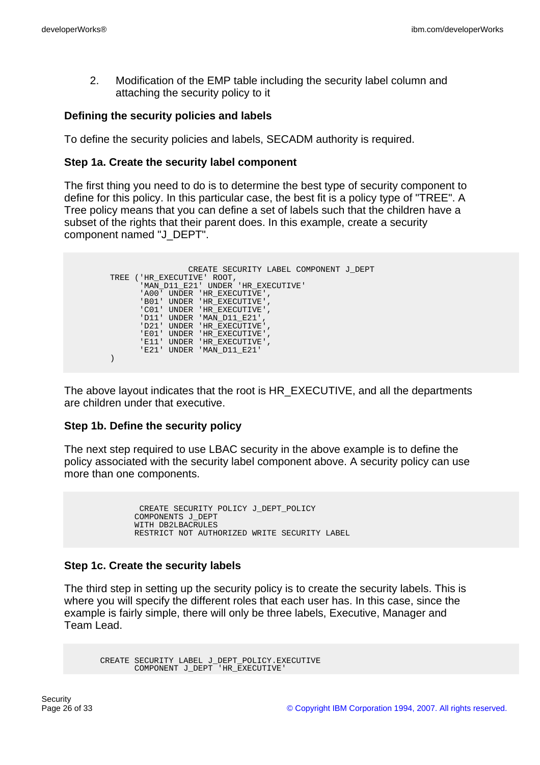2. Modification of the EMP table including the security label column and attaching the security policy to it

### Defining the security policies and labels

To define the security policies and labels, SECADM authority is required.

#### Step 1a. Create the security label component

The first thing you need to do is to determine the best type of security component to define for this policy. In this particular case, the best fit is a policy type of "TREE". A Tree policy means that you can define a set of labels such that the children have a subset of the rights that their parent does. In this example, create a security component named "J_DEPT".

```
                CREATE SECURITY LABEL COMPONENT J_DEPT
TREE ('HR_EXECUTIVE' ROOT,
      'MAN_D11_E21' UNDER 'HR_EXECUTIVE'
      'A00' UNDER 'HR_EXECUTIVE',
      'B01' UNDER 'HR_EXECUTIVE',
      'C01' UNDER 'HR_EXECUTIVE',
      'D11' UNDER 'MAN_D11_E21',
      'D21' UNDER 'HR_EXECUTIVE',
      'E01' UNDER 'HR_EXECUTIVE',
      'E11' UNDER 'HR_EXECUTIVE',
      'E21' UNDER 'MAN_D11_E21'
)
```

The above layout indicates that the root is HR_EXECUTIVE, and all the departments are children under that executive.

#### Step 1b. Define the security policy

The next step required to use LBAC security in the above example is to define the policy associated with the security label component above. A security policy can use more than one components.

```
 CREATE SECURITY POLICY J_DEPT_POLICY
COMPONENTS J_DEPT
WITH DB2LBACRULES
RESTRICT NOT AUTHORIZED WRITE SECURITY LABEL
```

#### Step 1c. Create the security labels

The third step in setting up the security policy is to create the security labels. This is where you will specify the different roles that each user has. In this case, since the example is fairly simple, there will only be three labels, Executive, Manager and Team Lead.

```
CREATE SECURITY LABEL J_DEPT_POLICY.EXECUTIVE
       COMPONENT J_DEPT 'HR_EXECUTIVE'
```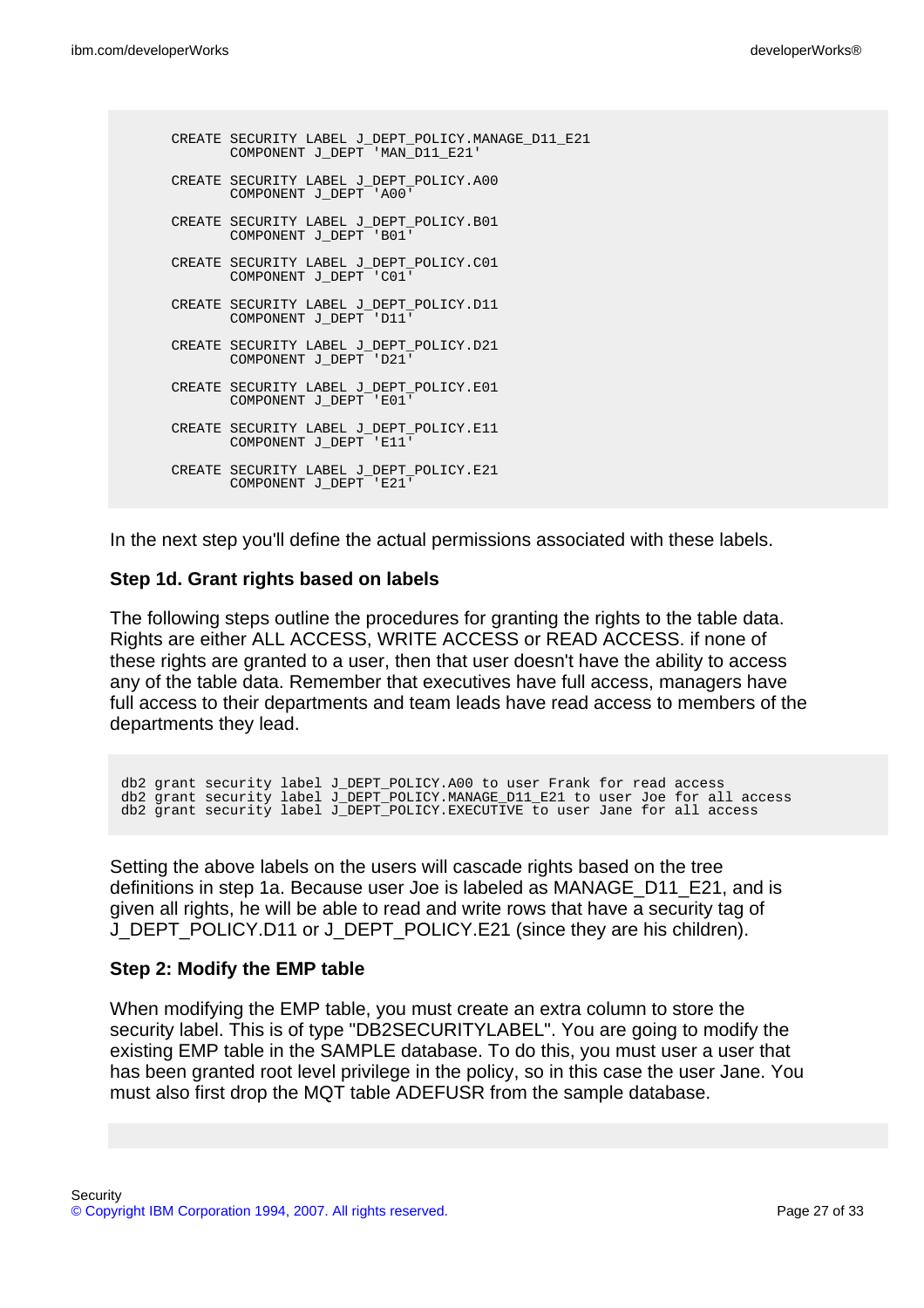```
CREATE SECURITY LABEL J_DEPT_POLICY.MANAGE_D11_E21
       COMPONENT J_DEPT 'MAN_D11_E21'

CREATE SECURITY LABEL J_DEPT_POLICY.A00
       COMPONENT J_DEPT 'A00'

CREATE SECURITY LABEL J_DEPT_POLICY.B01
       COMPONENT J_DEPT 'B01'

CREATE SECURITY LABEL J_DEPT_POLICY.C01
       COMPONENT J_DEPT 'C01'

CREATE SECURITY LABEL J_DEPT_POLICY.D11
       COMPONENT J_DEPT 'D11'

CREATE SECURITY LABEL J_DEPT_POLICY.D21
       COMPONENT J_DEPT 'D21'

CREATE SECURITY LABEL J_DEPT_POLICY.E01
       COMPONENT J_DEPT 'E01'

CREATE SECURITY LABEL J_DEPT_POLICY.E11
       COMPONENT J_DEPT 'E11'

CREATE SECURITY LABEL J_DEPT_POLICY.E21
       COMPONENT J_DEPT 'E21'
```

In the next step you'll define the actual permissions associated with these labels.

### Step 1d. Grant rights based on labels

The following steps outline the procedures for granting the rights to the table data. Rights are either ALL ACCESS, WRITE ACCESS or READ ACCESS. if none of these rights are granted to a user, then that user doesn't have the ability to access any of the table data. Remember that executives have full access, managers have full access to their departments and team leads have read access to members of the departments they lead.

```
db2 grant security label J_DEPT_POLICY.A00 to user Frank for read access
db2 grant security label J_DEPT_POLICY.MANAGE_D11_E21 to user Joe for all access
db2 grant security label J_DEPT_POLICY.EXECUTIVE to user Jane for all access
```

Setting the above labels on the users will cascade rights based on the tree definitions in step 1a. Because user Joe is labeled as MANAGE_D11_E21, and is given all rights, he will be able to read and write rows that have a security tag of J_DEPT_POLICY.D11 or J_DEPT_POLICY.E21 (since they are his children).

### Step 2: Modify the EMP table

When modifying the EMP table, you must create an extra column to store the security label. This is of type "DB2SECURITYLABEL". You are going to modify the existing EMP table in the SAMPLE database. To do this, you must user a user that has been granted root level privilege in the policy, so in this case the user Jane. You must also first drop the MQT table ADEFUSR from the sample database.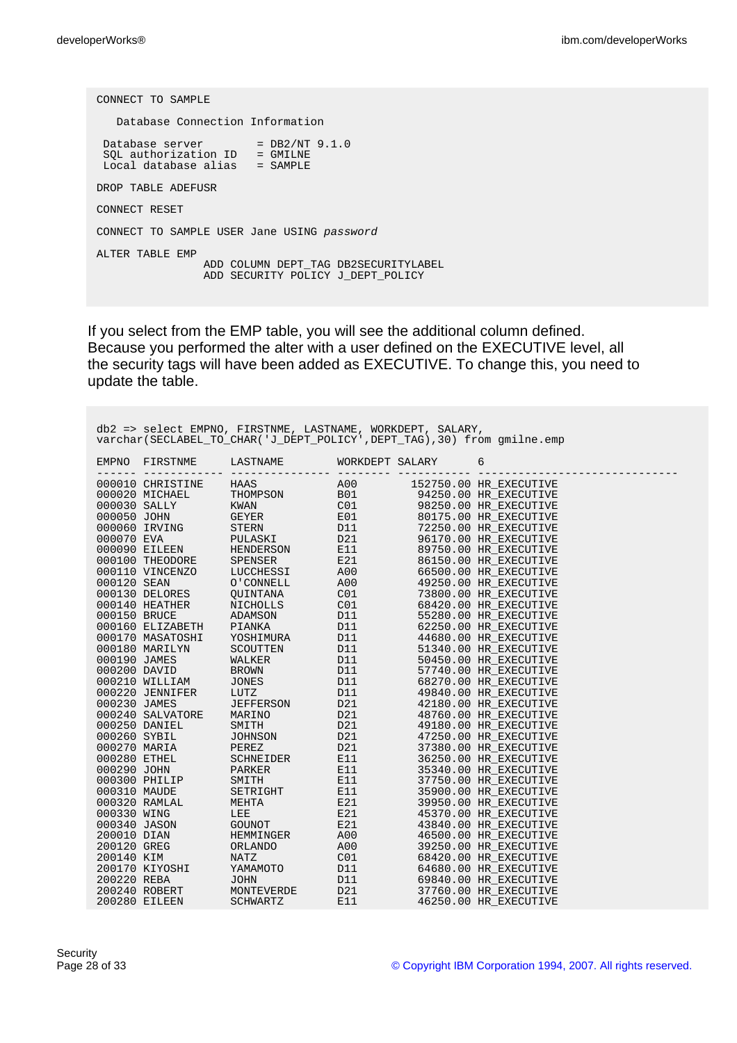```
CONNECT TO SAMPLE

   Database Connection Information

 Database server        = DB2/NT 9.1.0
 SQL authorization ID   = GMILNE
 Local database alias   = SAMPLE

DROP TABLE ADEFUSR

CONNECT RESET

CONNECT TO SAMPLE USER Jane USING password

ALTER TABLE EMP
                ADD COLUMN DEPT_TAG DB2SECURITYLABEL
                ADD SECURITY POLICY J_DEPT_POLICY
```

If you select from the EMP table, you will see the additional column defined. Because you performed the alter with a user defined on the EXECUTIVE level, all the security tags will have been added as EXECUTIVE. To change this, you need to update the table.

```
db2 => select EMPNO, FIRSTNME, LASTNAME, WORKDEPT, SALARY,
varchar(SECLABEL_TO_CHAR('J_DEPT_POLICY',DEPT_TAG),30) from gmilne.emp

EMPNO  FIRSTNME     LASTNAME        WORKDEPT SALARY      6
------ ------------ --------------- -------- ----------- ------------------------------
000010 CHRISTINE    HAAS            A00        152750.00 HR_EXECUTIVE
000020 MICHAEL      THOMPSON        B01         94250.00 HR_EXECUTIVE
000030 SALLY        KWAN            C01         98250.00 HR_EXECUTIVE
000050 JOHN         GEYER           E01         80175.00 HR_EXECUTIVE
000060 IRVING       STERN           D11         72250.00 HR_EXECUTIVE
000070 EVA          PULASKI         D21         96170.00 HR_EXECUTIVE
000090 EILEEN       HENDERSON       E11         89750.00 HR_EXECUTIVE
000100 THEODORE     SPENSER         E21         86150.00 HR_EXECUTIVE
000110 VINCENZO     LUCCHESSI       A00         66500.00 HR_EXECUTIVE
000120 SEAN         O'CONNELL       A00         49250.00 HR_EXECUTIVE
000130 DELORES      QUINTANA        C01         73800.00 HR_EXECUTIVE
000140 HEATHER      NICHOLLS        C01         68420.00 HR_EXECUTIVE
000150 BRUCE        ADAMSON         D11         55280.00 HR_EXECUTIVE
000160 ELIZABETH    PIANKA          D11         62250.00 HR_EXECUTIVE
000170 MASATOSHI    YOSHIMURA       D11         44680.00 HR_EXECUTIVE
000180 MARILYN      SCOUTTEN        D11         51340.00 HR_EXECUTIVE
000190 JAMES        WALKER          D11         50450.00 HR_EXECUTIVE
000200 DAVID        BROWN           D11         57740.00 HR_EXECUTIVE
000210 WILLIAM      JONES           D11         68270.00 HR_EXECUTIVE
000220 JENNIFER     LUTZ            D11         49840.00 HR_EXECUTIVE
000230 JAMES        JEFFERSON       D21         42180.00 HR_EXECUTIVE
000240 SALVATORE    MARINO          D21         48760.00 HR_EXECUTIVE
000250 DANIEL       SMITH           D21         49180.00 HR_EXECUTIVE
000260 SYBIL        JOHNSON         D21         47250.00 HR_EXECUTIVE
000270 MARIA        PEREZ           D21         37380.00 HR_EXECUTIVE
000280 ETHEL        SCHNEIDER       E11         36250.00 HR_EXECUTIVE
000290 JOHN         PARKER          E11         35340.00 HR_EXECUTIVE
000300 PHILIP       SMITH           E11         37750.00 HR_EXECUTIVE
000310 MAUDE        SETRIGHT        E11         35900.00 HR_EXECUTIVE
000320 RAMLAL       MEHTA           E21         39950.00 HR_EXECUTIVE
000330 WING         LEE             E21         45370.00 HR_EXECUTIVE
000340 JASON        GOUNOT          E21         43840.00 HR_EXECUTIVE
200010 DIAN         HEMMINGER       A00         46500.00 HR_EXECUTIVE
200120 GREG         ORLANDO         A00         39250.00 HR_EXECUTIVE
200140 KIM          NATZ            C01         68420.00 HR_EXECUTIVE
200170 KIYOSHI      YAMAMOTO        D11         64680.00 HR_EXECUTIVE
200220 REBA         JOHN            D11         69840.00 HR_EXECUTIVE
200240 ROBERT       MONTEVERDE      D21         37760.00 HR_EXECUTIVE
200280 EILEEN       SCHWARTZ        E11         46250.00 HR_EXECUTIVE
```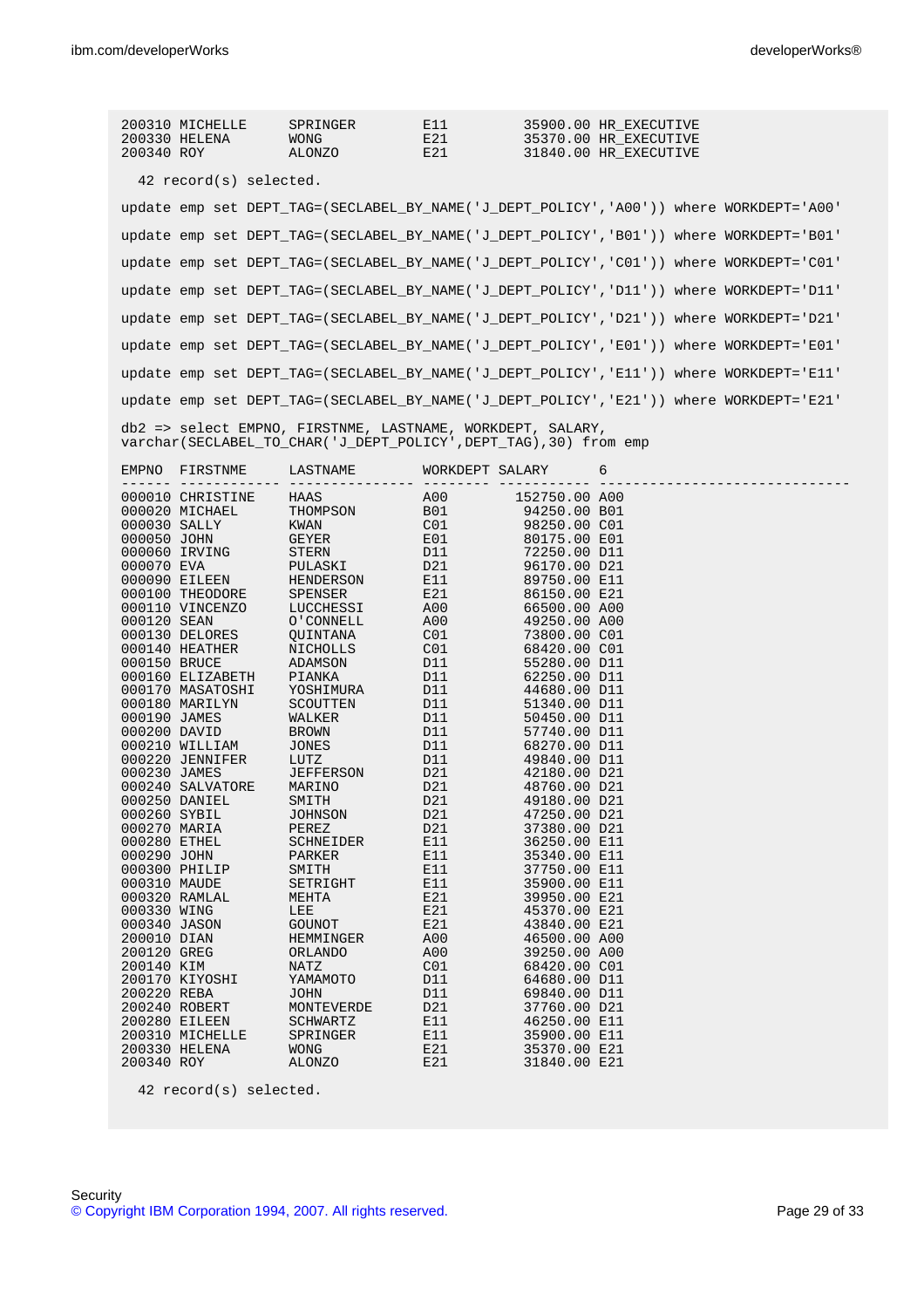```
200310 MICHELLE     SPRINGER        E11          35900.00 HR_EXECUTIVE
200330 HELENA       WONG            E21          35370.00 HR_EXECUTIVE
200340 ROY          ALONZO          E21          31840.00 HR_EXECUTIVE

  42 record(s) selected.

update emp set DEPT_TAG=(SECLABEL_BY_NAME('J_DEPT_POLICY','A00')) where WORKDEPT='A00'

update emp set DEPT_TAG=(SECLABEL_BY_NAME('J_DEPT_POLICY','B01')) where WORKDEPT='B01'

update emp set DEPT_TAG=(SECLABEL_BY_NAME('J_DEPT_POLICY','C01')) where WORKDEPT='C01'

update emp set DEPT_TAG=(SECLABEL_BY_NAME('J_DEPT_POLICY','D11')) where WORKDEPT='D11'

update emp set DEPT_TAG=(SECLABEL_BY_NAME('J_DEPT_POLICY','D21')) where WORKDEPT='D21'

update emp set DEPT_TAG=(SECLABEL_BY_NAME('J_DEPT_POLICY','E01')) where WORKDEPT='E01'

update emp set DEPT_TAG=(SECLABEL_BY_NAME('J_DEPT_POLICY','E11')) where WORKDEPT='E11'

update emp set DEPT_TAG=(SECLABEL_BY_NAME('J_DEPT_POLICY','E21')) where WORKDEPT='E21'

db2 => select EMPNO, FIRSTNME, LASTNAME, WORKDEPT, SALARY,
varchar(SECLABEL_TO_CHAR('J_DEPT_POLICY',DEPT_TAG),30) from emp

EMPNO  FIRSTNME     LASTNAME        WORKDEPT SALARY      6
------ ------------ --------------- -------- ----------- ------------------------------
000010 CHRISTINE    HAAS            A00        152750.00 A00
000020 MICHAEL      THOMPSON        B01         94250.00 B01
000030 SALLY        KWAN            C01         98250.00 C01
000050 JOHN         GEYER           E01         80175.00 E01
000060 IRVING       STERN           D11         72250.00 D11
000070 EVA          PULASKI         D21         96170.00 D21
000090 EILEEN       HENDERSON       E11         89750.00 E11
000100 THEODORE     SPENSER         E21         86150.00 E21
000110 VINCENZO     LUCCHESSI       A00         66500.00 A00
000120 SEAN         O'CONNELL       A00         49250.00 A00
000130 DELORES      QUINTANA        C01         73800.00 C01
000140 HEATHER      NICHOLLS        C01         68420.00 C01
000150 BRUCE        ADAMSON         D11         55280.00 D11
000160 ELIZABETH    PIANKA          D11         62250.00 D11
000170 MASATOSHI    YOSHIMURA       D11         44680.00 D11
000180 MARILYN      SCOUTTEN        D11         51340.00 D11
000190 JAMES        WALKER          D11         50450.00 D11
000200 DAVID        BROWN           D11         57740.00 D11
000210 WILLIAM      JONES           D11         68270.00 D11
000220 JENNIFER     LUTZ            D11         49840.00 D11
000230 JAMES        JEFFERSON       D21         42180.00 D21
000240 SALVATORE    MARINO          D21         48760.00 D21
000250 DANIEL       SMITH           D21         49180.00 D21
000260 SYBIL        JOHNSON         D21         47250.00 D21
000270 MARIA        PEREZ           D21         37380.00 D21
000280 ETHEL        SCHNEIDER       E11         36250.00 E11
000290 JOHN         PARKER          E11         35340.00 E11
000300 PHILIP       SMITH           E11         37750.00 E11
000310 MAUDE        SETRIGHT        E11         35900.00 E11
000320 RAMLAL       MEHTA           E21         39950.00 E21
000330 WING         LEE             E21         45370.00 E21
000340 JASON        GOUNOT          E21         43840.00 E21
200010 DIAN         HEMMINGER       A00         46500.00 A00
200120 GREG         ORLANDO         A00         39250.00 A00
200140 KIM          NATZ            C01         68420.00 C01
200170 KIYOSHI      YAMAMOTO        D11         64680.00 D11
200220 REBA         JOHN            D11         69840.00 D11
200240 ROBERT       MONTEVERDE      D21         37760.00 D21
200280 EILEEN       SCHWARTZ        E11         46250.00 E11
200310 MICHELLE     SPRINGER        E11         35900.00 E11
200330 HELENA       WONG            E21         35370.00 E21
200340 ROY          ALONZO          E21         31840.00 E21

  42 record(s) selected.
```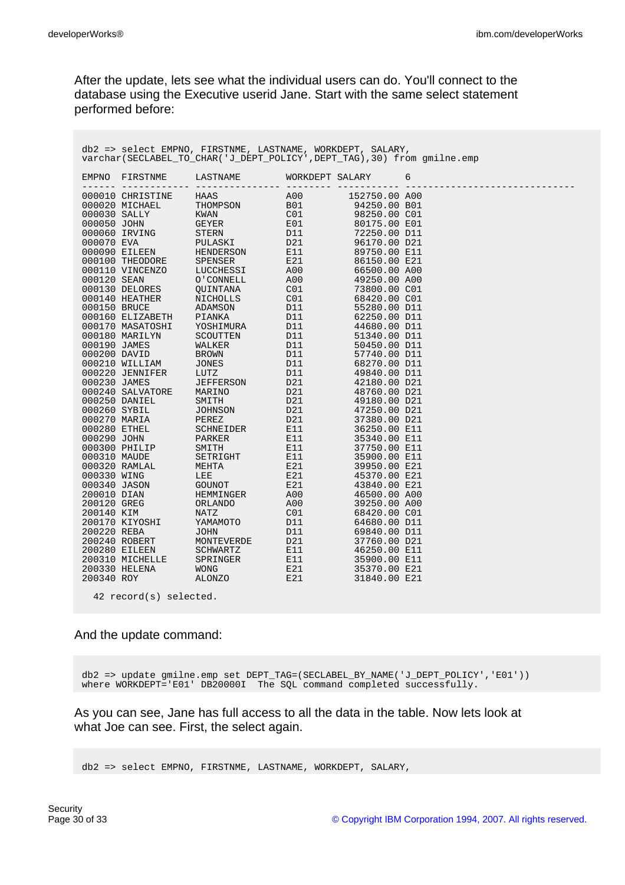After the update, lets see what the individual users can do. You'll connect to the database using the Executive userid Jane. Start with the same select statement performed before:

```
db2 => select EMPNO, FIRSTNME, LASTNAME, WORKDEPT, SALARY,
varchar(SECLABEL_TO_CHAR('J_DEPT_POLICY',DEPT_TAG),30) from gmilne.emp

EMPNO  FIRSTNME     LASTNAME        WORKDEPT SALARY      6
------ ------------ --------------- -------- ----------- ------------------------------
000010 CHRISTINE    HAAS            A00        152750.00 A00
000020 MICHAEL      THOMPSON        B01         94250.00 B01
000030 SALLY        KWAN            C01         98250.00 C01
000050 JOHN         GEYER           E01         80175.00 E01
000060 IRVING       STERN           D11         72250.00 D11
000070 EVA          PULASKI         D21         96170.00 D21
000090 EILEEN       HENDERSON       E11         89750.00 E11
000100 THEODORE     SPENSER         E21         86150.00 E21
000110 VINCENZO     LUCCHESSI       A00         66500.00 A00
000120 SEAN         O'CONNELL       A00         49250.00 A00
000130 DELORES      QUINTANA        C01         73800.00 C01
000140 HEATHER      NICHOLLS        C01         68420.00 C01
000150 BRUCE        ADAMSON         D11         55280.00 D11
000160 ELIZABETH    PIANKA          D11         62250.00 D11
000170 MASATOSHI    YOSHIMURA       D11         44680.00 D11
000180 MARILYN      SCOUTTEN        D11         51340.00 D11
000190 JAMES        WALKER          D11         50450.00 D11
000200 DAVID        BROWN           D11         57740.00 D11
000210 WILLIAM      JONES           D11         68270.00 D11
000220 JENNIFER     LUTZ            D11         49840.00 D11
000230 JAMES        JEFFERSON       D21         42180.00 D21
000240 SALVATORE    MARINO          D21         48760.00 D21
000250 DANIEL       SMITH           D21         49180.00 D21
000260 SYBIL        JOHNSON         D21         47250.00 D21
000270 MARIA        PEREZ           D21         37380.00 D21
000280 ETHEL        SCHNEIDER       E11         36250.00 E11
000290 JOHN         PARKER          E11         35340.00 E11
000300 PHILIP       SMITH           E11         37750.00 E11
000310 MAUDE        SETRIGHT        E11         35900.00 E11
000320 RAMLAL       MEHTA           E21         39950.00 E21
000330 WING         LEE             E21         45370.00 E21
000340 JASON        GOUNOT          E21         43840.00 E21
200010 DIAN         HEMMINGER       A00         46500.00 A00
200120 GREG         ORLANDO         A00         39250.00 A00
200140 KIM          NATZ            C01         68420.00 C01
200170 KIYOSHI      YAMAMOTO        D11         64680.00 D11
200220 REBA         JOHN            D11         69840.00 D11
200240 ROBERT       MONTEVERDE      D21         37760.00 D21
200280 EILEEN       SCHWARTZ        E11         46250.00 E11
200310 MICHELLE     SPRINGER        E11         35900.00 E11
200330 HELENA       WONG            E21         35370.00 E21
200340 ROY          ALONZO          E21         31840.00 E21

  42 record(s) selected.
```

And the update command:

```
db2 => update gmilne.emp set DEPT_TAG=(SECLABEL_BY_NAME('J_DEPT_POLICY','E01'))
where WORKDEPT='E01' DB20000I  The SQL command completed successfully.
```

As you can see, Jane has full access to all the data in the table. Now lets look at what Joe can see. First, the select again.

```
db2 => select EMPNO, FIRSTNME, LASTNAME, WORKDEPT, SALARY,
```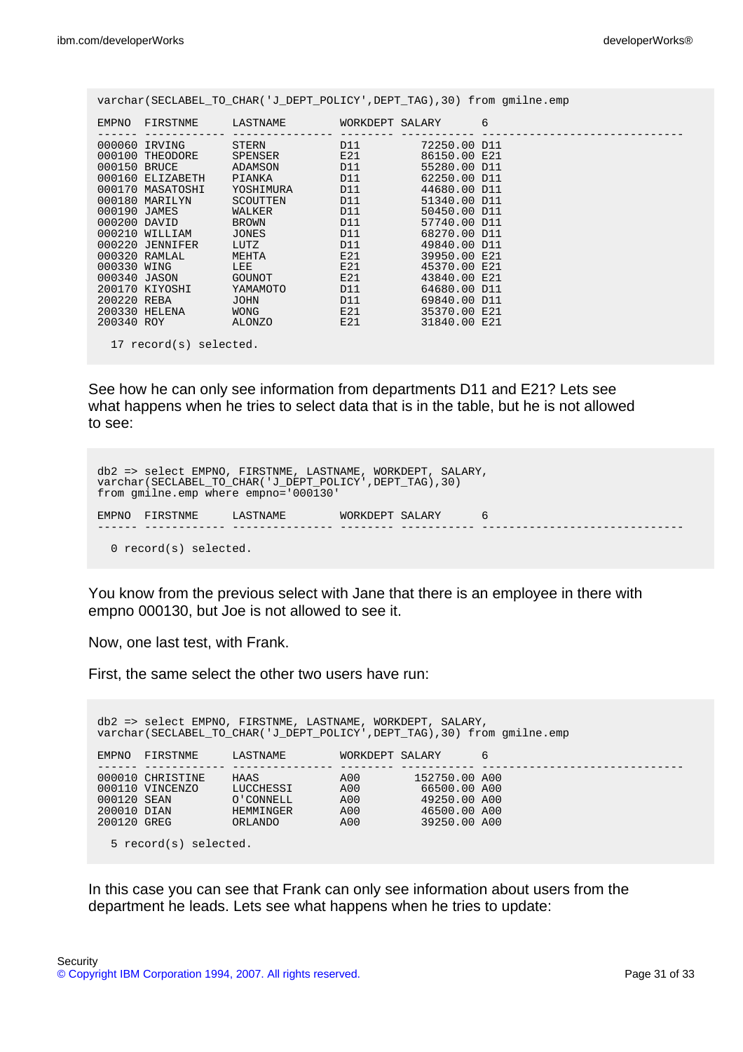```
varchar(SECLABEL_TO_CHAR('J_DEPT_POLICY',DEPT_TAG),30) from gmilne.emp

EMPNO  FIRSTNME     LASTNAME        WORKDEPT SALARY      6
------ ------------ --------------- -------- ----------- ------------------------------
000060 IRVING       STERN           D11         72250.00 D11
000100 THEODORE     SPENSER         E21         86150.00 E21
000150 BRUCE        ADAMSON         D11         55280.00 D11
000160 ELIZABETH    PIANKA          D11         62250.00 D11
000170 MASATOSHI    YOSHIMURA       D11         44680.00 D11
000180 MARILYN      SCOUTTEN        D11         51340.00 D11
000190 JAMES        WALKER          D11         50450.00 D11
000200 DAVID        BROWN           D11         57740.00 D11
000210 WILLIAM      JONES           D11         68270.00 D11
000220 JENNIFER     LUTZ            D11         49840.00 D11
000320 RAMLAL       MEHTA           E21         39950.00 E21
000330 WING         LEE             E21         45370.00 E21
000340 JASON        GOUNOT          E21         43840.00 E21
200170 KIYOSHI      YAMAMOTO        D11         64680.00 D11
200220 REBA         JOHN            D11         69840.00 D11
200330 HELENA       WONG            E21         35370.00 E21
200340 ROY          ALONZO          E21         31840.00 E21

  17 record(s) selected.
```

See how he can only see information from departments D11 and E21? Lets see what happens when he tries to select data that is in the table, but he is not allowed to see:

```
db2 => select EMPNO, FIRSTNME, LASTNAME, WORKDEPT, SALARY,
varchar(SECLABEL_TO_CHAR('J_DEPT_POLICY',DEPT_TAG),30)
from gmilne.emp where empno='000130'

EMPNO  FIRSTNME     LASTNAME        WORKDEPT SALARY      6
------ ------------ --------------- -------- ----------- ------------------------------

  0 record(s) selected.
```

You know from the previous select with Jane that there is an employee in there with empno 000130, but Joe is not allowed to see it.

Now, one last test, with Frank.

First, the same select the other two users have run:

```
db2 => select EMPNO, FIRSTNME, LASTNAME, WORKDEPT, SALARY,
varchar(SECLABEL_TO_CHAR('J_DEPT_POLICY',DEPT_TAG),30) from gmilne.emp

EMPNO  FIRSTNME     LASTNAME        WORKDEPT SALARY      6
------ ------------ --------------- -------- ----------- ------------------------------
000010 CHRISTINE    HAAS            A00        152750.00 A00
000110 VINCENZO     LUCCHESSI       A00         66500.00 A00
000120 SEAN         O'CONNELL       A00         49250.00 A00
200010 DIAN         HEMMINGER       A00         46500.00 A00
200120 GREG         ORLANDO         A00         39250.00 A00

  5 record(s) selected.
```

In this case you can see that Frank can only see information about users from the department he leads. Lets see what happens when he tries to update: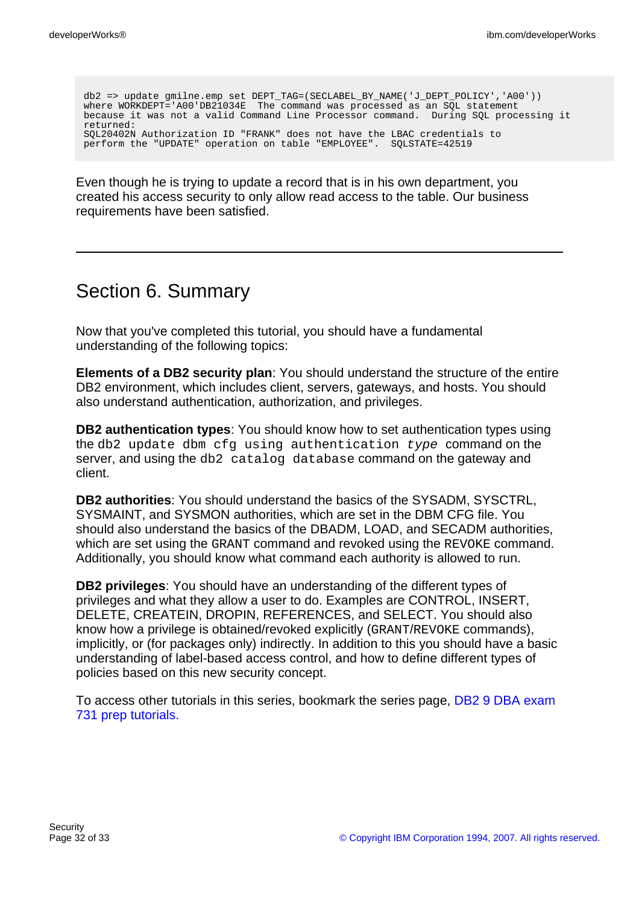```
db2 => update gmilne.emp set DEPT_TAG=(SECLABEL_BY_NAME('J_DEPT_POLICY','A00'))
where WORKDEPT='A00'DB21034E  The command was processed as an SQL statement
because it was not a valid Command Line Processor command.  During SQL processing it
returned:
SQL20402N Authorization ID "FRANK" does not have the LBAC credentials to
perform the "UPDATE" operation on table "EMPLOYEE".  SQLSTATE=42519
```

Even though he is trying to update a record that is in his own department, you created his access security to only allow read access to the table. Our business requirements have been satisfied.

---

## Section 6. Summary

Now that you've completed this tutorial, you should have a fundamental understanding of the following topics:

**Elements of a DB2 security plan**: You should understand the structure of the entire DB2 environment, which includes client, servers, gateways, and hosts. You should also understand authentication, authorization, and privileges.

**DB2 authentication types**: You should know how to set authentication types using the `db2 update dbm cfg using authentication` *`type`* command on the server, and using the `db2 catalog database` command on the gateway and client.

**DB2 authorities**: You should understand the basics of the SYSADM, SYSCTRL, SYSMAINT, and SYSMON authorities, which are set in the DBM CFG file. You should also understand the basics of the DBADM, LOAD, and SECADM authorities, which are set using the `GRANT` command and revoked using the `REVOKE` command. Additionally, you should know what command each authority is allowed to run.

**DB2 privileges**: You should have an understanding of the different types of privileges and what they allow a user to do. Examples are CONTROL, INSERT, DELETE, CREATEIN, DROPIN, REFERENCES, and SELECT. You should also know how a privilege is obtained/revoked explicitly (`GRANT`/`REVOKE` commands), implicitly, or (for packages only) indirectly. In addition to this you should have a basic understanding of label-based access control, and how to define different types of policies based on this new security concept.

To access other tutorials in this series, bookmark the series page, DB2 9 DBA exam 731 prep tutorials.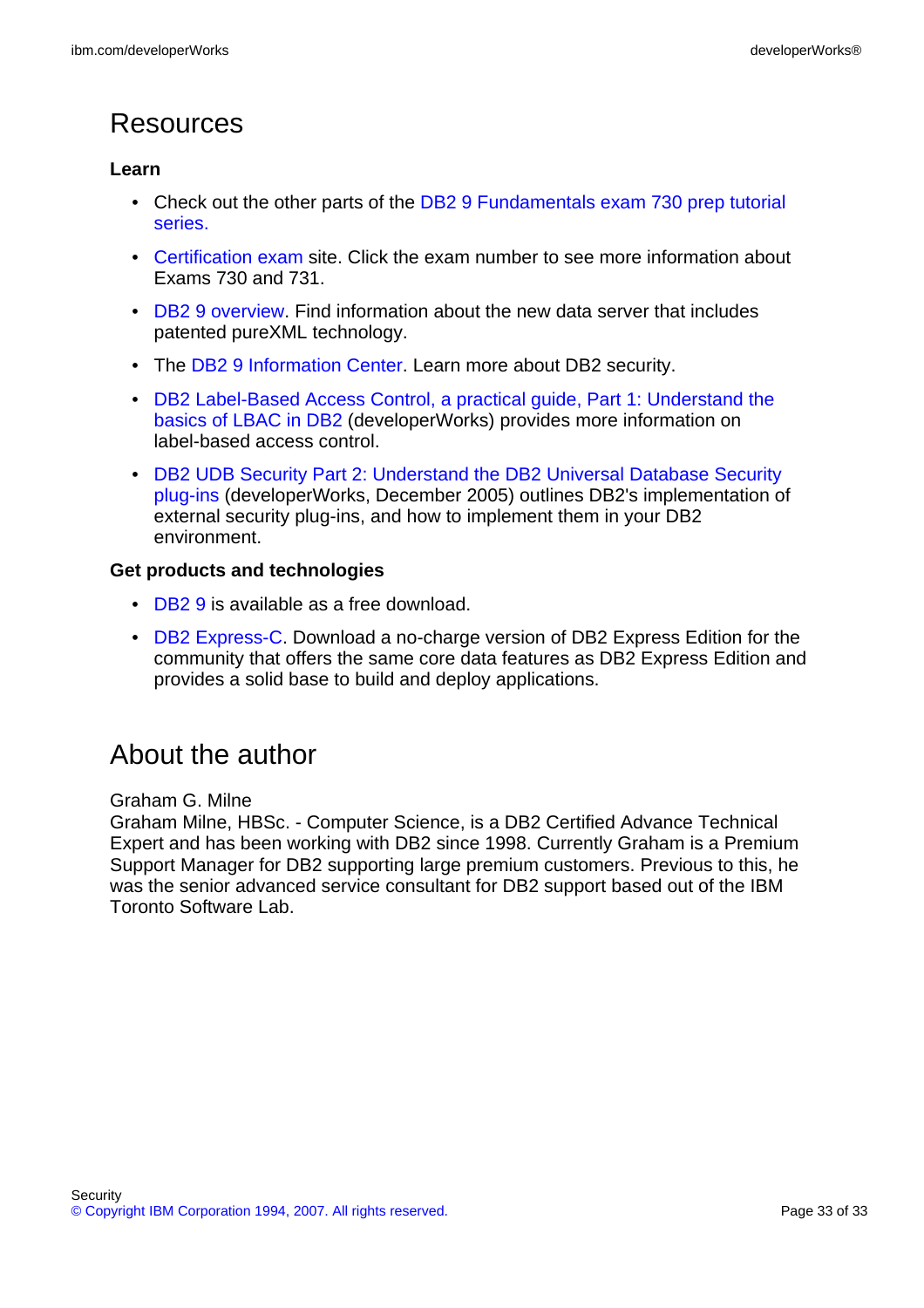## Resources

### Learn

- Check out the other parts of the DB2 9 Fundamentals exam 730 prep tutorial series.
- Certification exam site. Click the exam number to see more information about Exams 730 and 731.
- DB2 9 overview. Find information about the new data server that includes patented pureXML technology.
- The DB2 9 Information Center. Learn more about DB2 security.
- DB2 Label-Based Access Control, a practical guide, Part 1: Understand the basics of LBAC in DB2 (developerWorks) provides more information on label-based access control.
- DB2 UDB Security Part 2: Understand the DB2 Universal Database Security plug-ins (developerWorks, December 2005) outlines DB2's implementation of external security plug-ins, and how to implement them in your DB2 environment.

### Get products and technologies

- DB2 9 is available as a free download.
- DB2 Express-C. Download a no-charge version of DB2 Express Edition for the community that offers the same core data features as DB2 Express Edition and provides a solid base to build and deploy applications.

## About the author

Graham G. Milne
Graham Milne, HBSc. - Computer Science, is a DB2 Certified Advance Technical Expert and has been working with DB2 since 1998. Currently Graham is a Premium Support Manager for DB2 supporting large premium customers. Previous to this, he was the senior advanced service consultant for DB2 support based out of the IBM Toronto Software Lab.